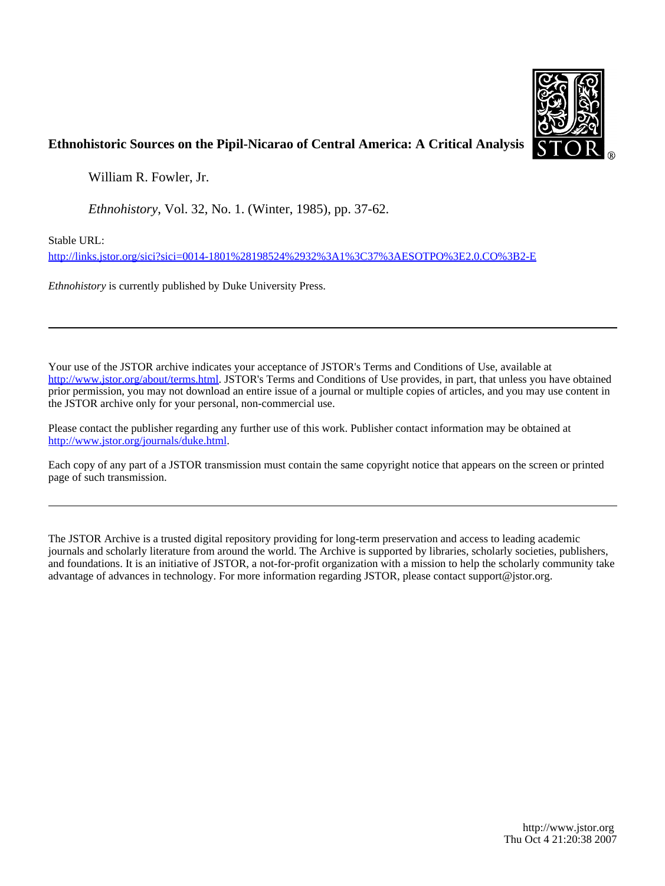**Ethnohistoric Sources on the Pipil-Nicarao of Central America: A Critical Analysis**

William R. Fowler, Jr.

*Ethnohistory*, Vol. 32, No. 1. (Winter, 1985), pp. 37-62.

Stable URL:

http://links.jstor.org/sici?sici=0014-1801%28198524%2932%3A1%3C37%3AESOTPO%3E2.0.CO%3B2-E

*Ethnohistory* is currently published by Duke University Press.

---

Your use of the JSTOR archive indicates your acceptance of JSTOR's Terms and Conditions of Use, available at http://www.jstor.org/about/terms.html. JSTOR's Terms and Conditions of Use provides, in part, that unless you have obtained prior permission, you may not download an entire issue of a journal or multiple copies of articles, and you may use content in the JSTOR archive only for your personal, non-commercial use.

Please contact the publisher regarding any further use of this work. Publisher contact information may be obtained at http://www.jstor.org/journals/duke.html.

Each copy of any part of a JSTOR transmission must contain the same copyright notice that appears on the screen or printed page of such transmission.

---

The JSTOR Archive is a trusted digital repository providing for long-term preservation and access to leading academic journals and scholarly literature from around the world. The Archive is supported by libraries, scholarly societies, publishers, and foundations. It is an initiative of JSTOR, a not-for-profit organization with a mission to help the scholarly community take advantage of advances in technology. For more information regarding JSTOR, please contact support@jstor.org.

http://www.jstor.org
Thu Oct 4 21:20:38 2007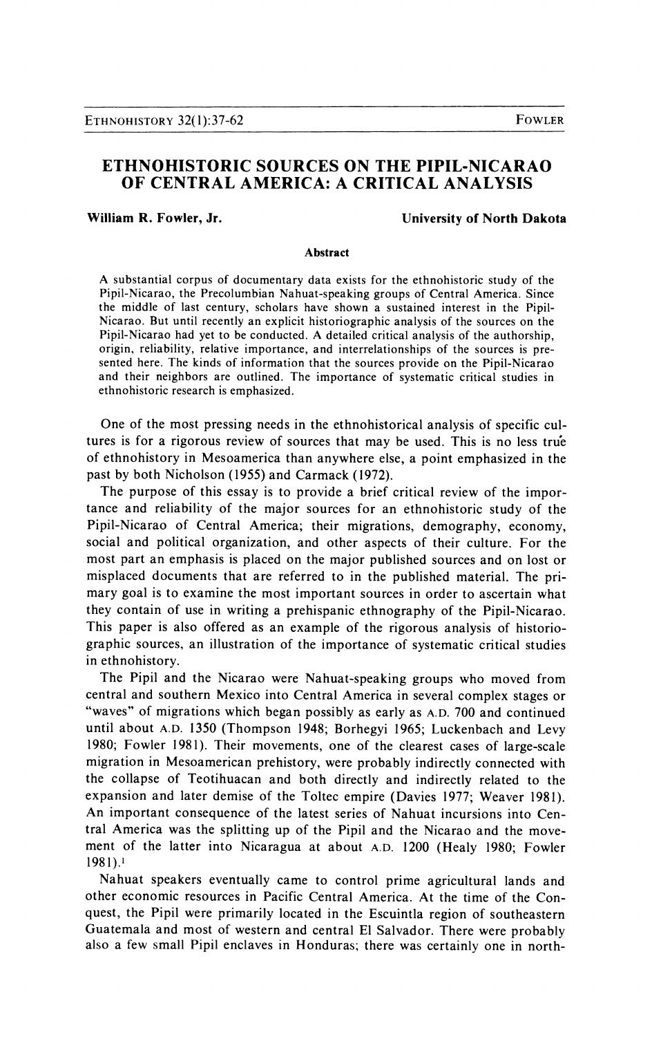# ETHNOHISTORIC SOURCES ON THE PIPIL-NICARAO OF CENTRAL AMERICA: A CRITICAL ANALYSIS

**William R. Fowler, Jr.** — **University of North Dakota**

### Abstract

A substantial corpus of documentary data exists for the ethnohistoric study of the Pipil-Nicarao, the Precolumbian Nahuat-speaking groups of Central America. Since the middle of last century, scholars have shown a sustained interest in the Pipil-Nicarao. But until recently an explicit historiographic analysis of the sources on the Pipil-Nicarao had yet to be conducted. A detailed critical analysis of the authorship, origin, reliability, relative importance, and interrelationships of the sources is presented here. The kinds of information that the sources provide on the Pipil-Nicarao and their neighbors are outlined. The importance of systematic critical studies in ethnohistoric research is emphasized.

One of the most pressing needs in the ethnohistorical analysis of specific cultures is for a rigorous review of sources that may be used. This is no less true of ethnohistory in Mesoamerica than anywhere else, a point emphasized in the past by both Nicholson (1955) and Carmack (1972).

The purpose of this essay is to provide a brief critical review of the importance and reliability of the major sources for an ethnohistoric study of the Pipil-Nicarao of Central America; their migrations, demography, economy, social and political organization, and other aspects of their culture. For the most part an emphasis is placed on the major published sources and on lost or misplaced documents that are referred to in the published material. The primary goal is to examine the most important sources in order to ascertain what they contain of use in writing a prehispanic ethnography of the Pipil-Nicarao. This paper is also offered as an example of the rigorous analysis of historiographic sources, an illustration of the importance of systematic critical studies in ethnohistory.

The Pipil and the Nicarao were Nahuat-speaking groups who moved from central and southern Mexico into Central America in several complex stages or "waves" of migrations which began possibly as early as A.D. 700 and continued until about A.D. 1350 (Thompson 1948; Borhegyi 1965; Luckenbach and Levy 1980; Fowler 1981). Their movements, one of the clearest cases of large-scale migration in Mesoamerican prehistory, were probably indirectly connected with the collapse of Teotihuacan and both directly and indirectly related to the expansion and later demise of the Toltec empire (Davies 1977; Weaver 1981). An important consequence of the latest series of Nahuat incursions into Central America was the splitting up of the Pipil and the Nicarao and the movement of the latter into Nicaragua at about A.D. 1200 (Healy 1980; Fowler 1981).[1]

Nahuat speakers eventually came to control prime agricultural lands and other economic resources in Pacific Central America. At the time of the Conquest, the Pipil were primarily located in the Escuintla region of southeastern Guatemala and most of western and central El Salvador. There were probably also a few small Pipil enclaves in Honduras; there was certainly one in north-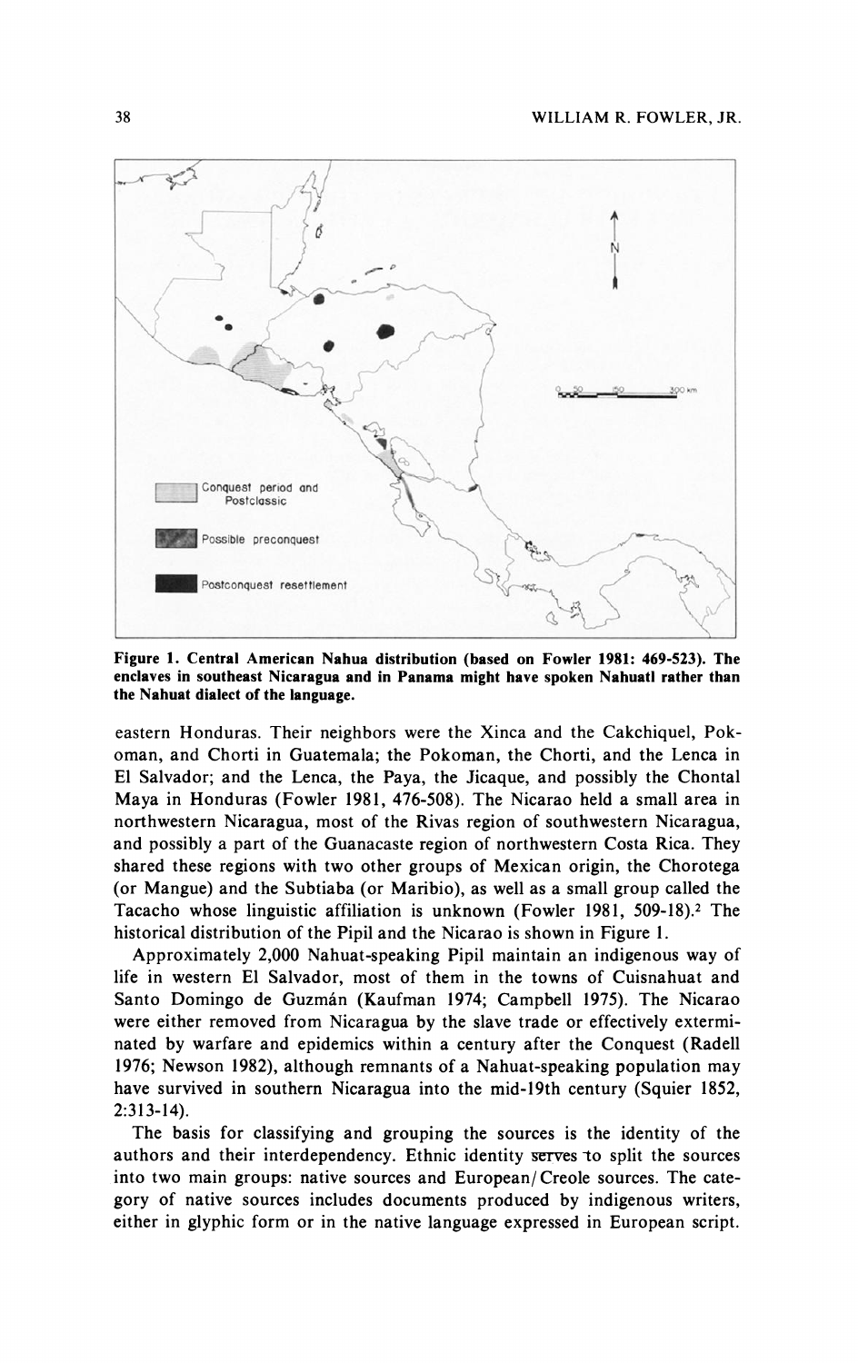Figure 1. Central American Nahua distribution (based on Fowler 1981: 469-523). The enclaves in southeast Nicaragua and in Panama might have spoken Nahuatl rather than the Nahuat dialect of the language.

eastern Honduras. Their neighbors were the Xinca and the Cakchiquel, Pokoman, and Chorti in Guatemala; the Pokoman, the Chorti, and the Lenca in El Salvador; and the Lenca, the Paya, the Jicaque, and possibly the Chontal Maya in Honduras (Fowler 1981, 476-508). The Nicarao held a small area in northwestern Nicaragua, most of the Rivas region of southwestern Nicaragua, and possibly a part of the Guanacaste region of northwestern Costa Rica. They shared these regions with two other groups of Mexican origin, the Chorotega (or Mangue) and the Subtiaba (or Maribio), as well as a small group called the Tacacho whose linguistic affiliation is unknown (Fowler 1981, 509-18).[2] The historical distribution of the Pipil and the Nicarao is shown in Figure 1.

Approximately 2,000 Nahuat-speaking Pipil maintain an indigenous way of life in western El Salvador, most of them in the towns of Cuisnahuat and Santo Domingo de Guzmán (Kaufman 1974; Campbell 1975). The Nicarao were either removed from Nicaragua by the slave trade or effectively exterminated by warfare and epidemics within a century after the Conquest (Radell 1976; Newson 1982), although remnants of a Nahuat-speaking population may have survived in southern Nicaragua into the mid-19th century (Squier 1852, 2:313-14).

The basis for classifying and grouping the sources is the identity of the authors and their interdependency. Ethnic identity serves to split the sources into two main groups: native sources and European/Creole sources. The category of native sources includes documents produced by indigenous writers, either in glyphic form or in the native language expressed in European script.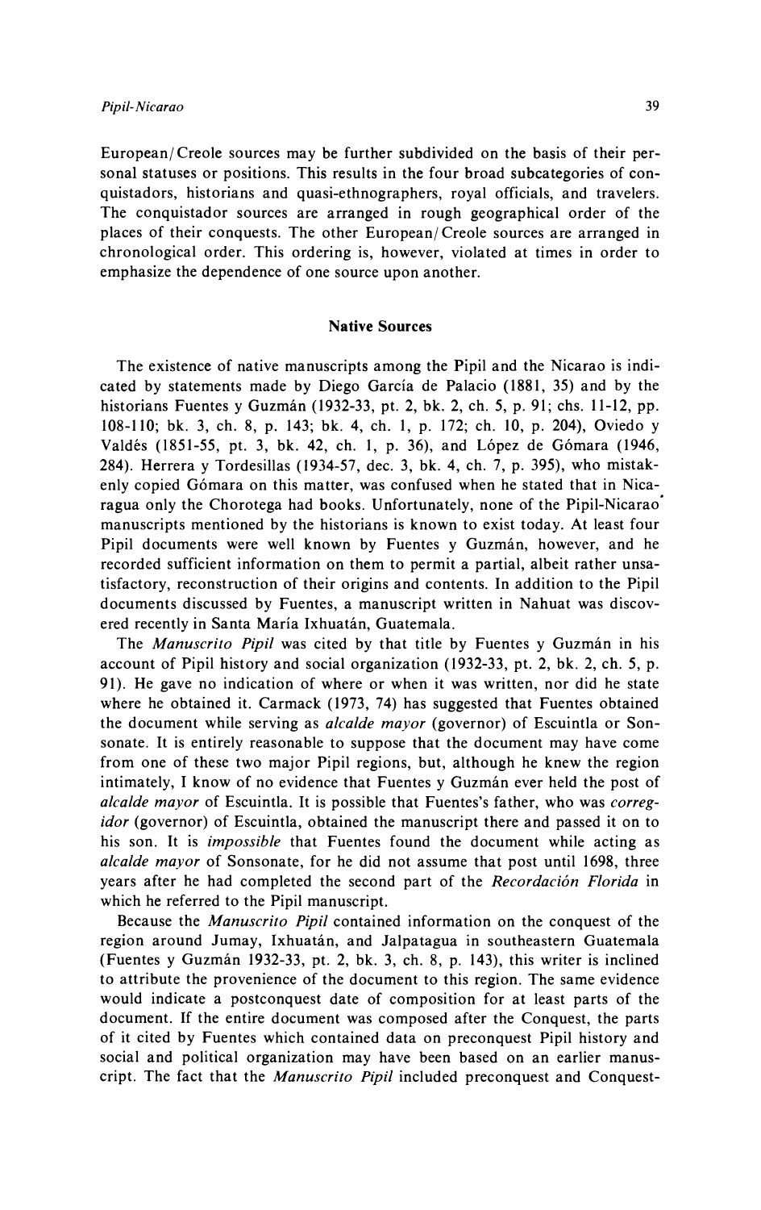European/Creole sources may be further subdivided on the basis of their personal statuses or positions. This results in the four broad subcategories of conquistadors, historians and quasi-ethnographers, royal officials, and travelers. The conquistador sources are arranged in rough geographical order of the places of their conquests. The other European/Creole sources are arranged in chronological order. This ordering is, however, violated at times in order to emphasize the dependence of one source upon another.

## Native Sources

The existence of native manuscripts among the Pipil and the Nicarao is indicated by statements made by Diego García de Palacio (1881, 35) and by the historians Fuentes y Guzmán (1932-33, pt. 2, bk. 2, ch. 5, p. 91; chs. 11-12, pp. 108-110; bk. 3, ch. 8, p. 143; bk. 4, ch. 1, p. 172; ch. 10, p. 204), Oviedo y Valdés (1851-55, pt. 3, bk. 42, ch. 1, p. 36), and López de Gómara (1946, 284). Herrera y Tordesillas (1934-57, dec. 3, bk. 4, ch. 7, p. 395), who mistakenly copied Gómara on this matter, was confused when he stated that in Nicaragua only the Chorotega had books. Unfortunately, none of the Pipil-Nicarao manuscripts mentioned by the historians is known to exist today. At least four Pipil documents were well known by Fuentes y Guzmán, however, and he recorded sufficient information on them to permit a partial, albeit rather unsatisfactory, reconstruction of their origins and contents. In addition to the Pipil documents discussed by Fuentes, a manuscript written in Nahuat was discovered recently in Santa María Ixhuatán, Guatemala.

The *Manuscrito Pipil* was cited by that title by Fuentes y Guzmán in his account of Pipil history and social organization (1932-33, pt. 2, bk. 2, ch. 5, p. 91). He gave no indication of where or when it was written, nor did he state where he obtained it. Carmack (1973, 74) has suggested that Fuentes obtained the document while serving as *alcalde mayor* (governor) of Escuintla or Sonsonate. It is entirely reasonable to suppose that the document may have come from one of these two major Pipil regions, but, although he knew the region intimately, I know of no evidence that Fuentes y Guzmán ever held the post of *alcalde mayor* of Escuintla. It is possible that Fuentes's father, who was *corregidor* (governor) of Escuintla, obtained the manuscript there and passed it on to his son. It is *impossible* that Fuentes found the document while acting as *alcalde mayor* of Sonsonate, for he did not assume that post until 1698, three years after he had completed the second part of the *Recordación Florida* in which he referred to the Pipil manuscript.

Because the *Manuscrito Pipil* contained information on the conquest of the region around Jumay, Ixhuatán, and Jalpatagua in southeastern Guatemala (Fuentes y Guzmán 1932-33, pt. 2, bk. 3, ch. 8, p. 143), this writer is inclined to attribute the provenience of the document to this region. The same evidence would indicate a postconquest date of composition for at least parts of the document. If the entire document was composed after the Conquest, the parts of it cited by Fuentes which contained data on preconquest Pipil history and social and political organization may have been based on an earlier manuscript. The fact that the *Manuscrito Pipil* included preconquest and Conquest-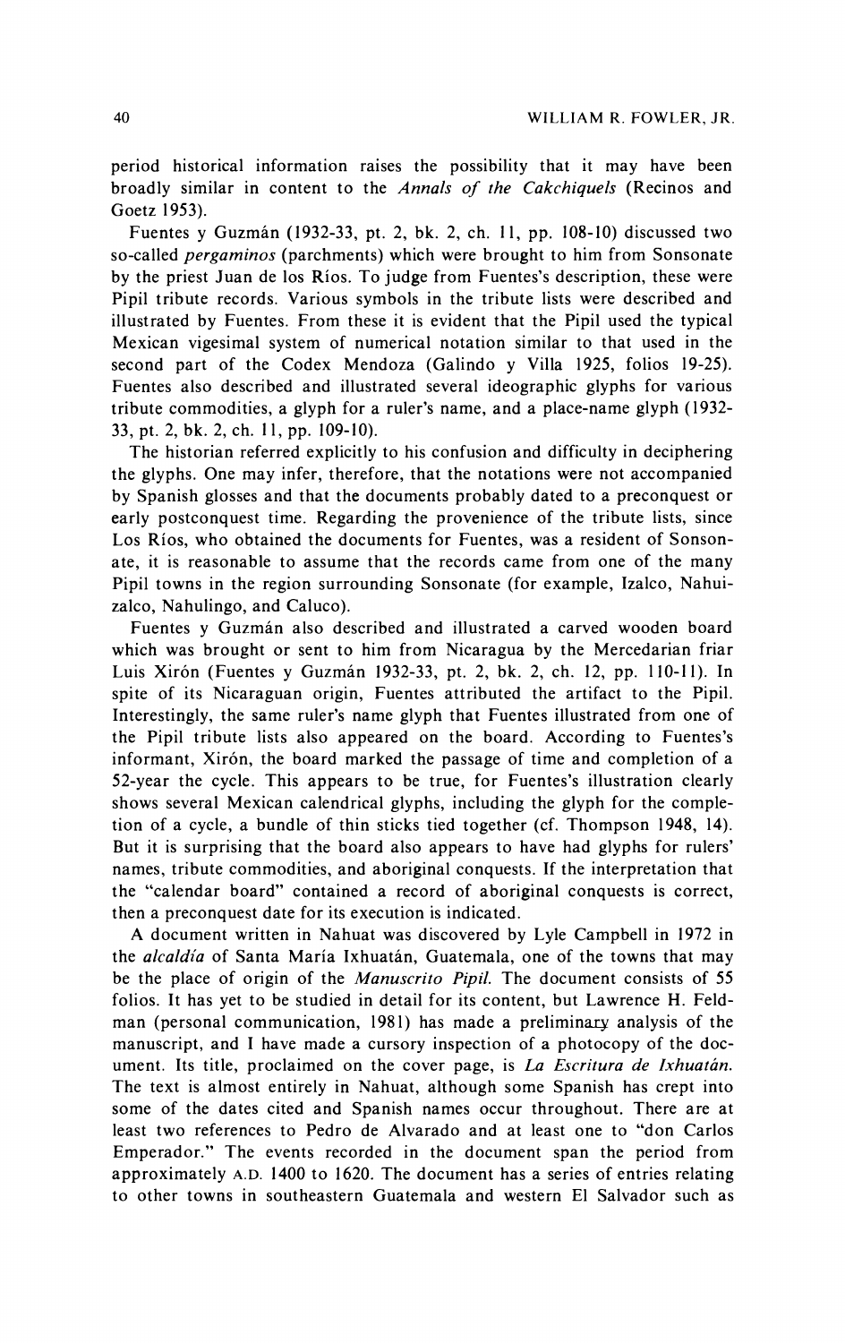period historical information raises the possibility that it may have been broadly similar in content to the *Annals of the Cakchiquels* (Recinos and Goetz 1953).

Fuentes y Guzmán (1932-33, pt. 2, bk. 2, ch. 11, pp. 108-10) discussed two so-called *pergaminos* (parchments) which were brought to him from Sonsonate by the priest Juan de los Ríos. To judge from Fuentes's description, these were Pipil tribute records. Various symbols in the tribute lists were described and illustrated by Fuentes. From these it is evident that the Pipil used the typical Mexican vigesimal system of numerical notation similar to that used in the second part of the Codex Mendoza (Galindo y Villa 1925, folios 19-25). Fuentes also described and illustrated several ideographic glyphs for various tribute commodities, a glyph for a ruler's name, and a place-name glyph (1932-33, pt. 2, bk. 2, ch. 11, pp. 109-10).

The historian referred explicitly to his confusion and difficulty in deciphering the glyphs. One may infer, therefore, that the notations were not accompanied by Spanish glosses and that the documents probably dated to a preconquest or early postconquest time. Regarding the provenience of the tribute lists, since Los Ríos, who obtained the documents for Fuentes, was a resident of Sonsonate, it is reasonable to assume that the records came from one of the many Pipil towns in the region surrounding Sonsonate (for example, Izalco, Nahuizalco, Nahulingo, and Caluco).

Fuentes y Guzmán also described and illustrated a carved wooden board which was brought or sent to him from Nicaragua by the Mercedarian friar Luis Xirón (Fuentes y Guzmán 1932-33, pt. 2, bk. 2, ch. 12, pp. 110-11). In spite of its Nicaraguan origin, Fuentes attributed the artifact to the Pipil. Interestingly, the same ruler's name glyph that Fuentes illustrated from one of the Pipil tribute lists also appeared on the board. According to Fuentes's informant, Xirón, the board marked the passage of time and completion of a 52-year the cycle. This appears to be true, for Fuentes's illustration clearly shows several Mexican calendrical glyphs, including the glyph for the completion of a cycle, a bundle of thin sticks tied together (cf. Thompson 1948, 14). But it is surprising that the board also appears to have had glyphs for rulers' names, tribute commodities, and aboriginal conquests. If the interpretation that the "calendar board" contained a record of aboriginal conquests is correct, then a preconquest date for its execution is indicated.

A document written in Nahuat was discovered by Lyle Campbell in 1972 in the *alcaldía* of Santa María Ixhuatán, Guatemala, one of the towns that may be the place of origin of the *Manuscrito Pipil.* The document consists of 55 folios. It has yet to be studied in detail for its content, but Lawrence H. Feldman (personal communication, 1981) has made a preliminary analysis of the manuscript, and I have made a cursory inspection of a photocopy of the document. Its title, proclaimed on the cover page, is *La Escritura de Ixhuatán.* The text is almost entirely in Nahuat, although some Spanish has crept into some of the dates cited and Spanish names occur throughout. There are at least two references to Pedro de Alvarado and at least one to "don Carlos Emperador." The events recorded in the document span the period from approximately A.D. 1400 to 1620. The document has a series of entries relating to other towns in southeastern Guatemala and western El Salvador such as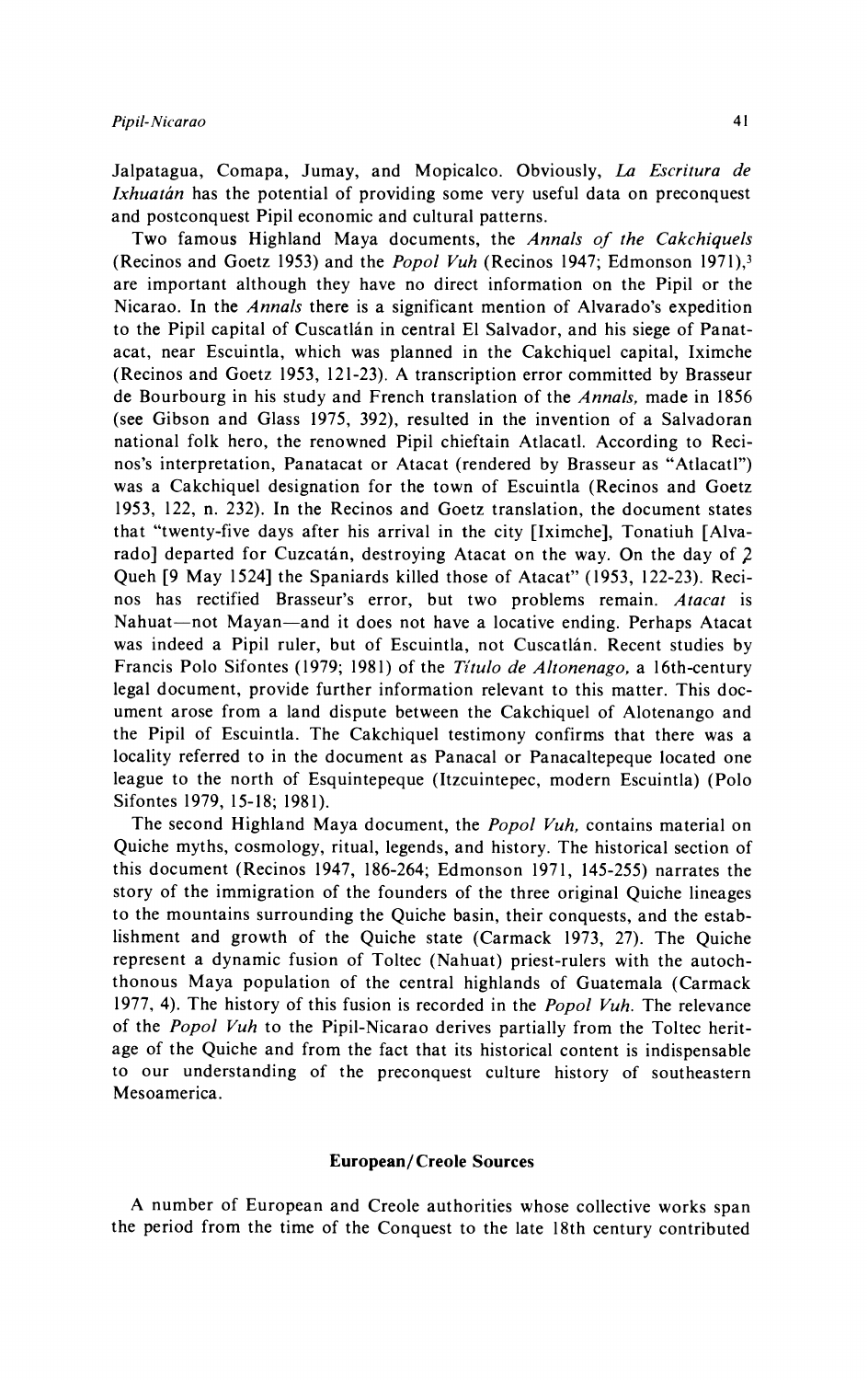Jalpatagua, Comapa, Jumay, and Mopicalco. Obviously, *La Escritura de Ixhuatán* has the potential of providing some very useful data on preconquest and postconquest Pipil economic and cultural patterns.

Two famous Highland Maya documents, the *Annals of the Cakchiquels* (Recinos and Goetz 1953) and the *Popol Vuh* (Recinos 1947; Edmonson 1971),[3] are important although they have no direct information on the Pipil or the Nicarao. In the *Annals* there is a significant mention of Alvarado's expedition to the Pipil capital of Cuscatlán in central El Salvador, and his siege of Panatacat, near Escuintla, which was planned in the Cakchiquel capital, Iximche (Recinos and Goetz 1953, 121-23). A transcription error committed by Brasseur de Bourbourg in his study and French translation of the *Annals,* made in 1856 (see Gibson and Glass 1975, 392), resulted in the invention of a Salvadoran national folk hero, the renowned Pipil chieftain Atlacatl. According to Recinos's interpretation, Panatacat or Atacat (rendered by Brasseur as "Atlacatl") was a Cakchiquel designation for the town of Escuintla (Recinos and Goetz 1953, 122, n. 232). In the Recinos and Goetz translation, the document states that "twenty-five days after his arrival in the city [Iximche], Tonatiuh [Alvarado] departed for Cuzcatán, destroying Atacat on the way. On the day of 2 Queh [9 May 1524] the Spaniards killed those of Atacat" (1953, 122-23). Recinos has rectified Brasseur's error, but two problems remain. *Atacat* is Nahuat—not Mayan—and it does not have a locative ending. Perhaps Atacat was indeed a Pipil ruler, but of Escuintla, not Cuscatlán. Recent studies by Francis Polo Sifontes (1979; 1981) of the *Título de Altonenago,* a 16th-century legal document, provide further information relevant to this matter. This document arose from a land dispute between the Cakchiquel of Alotenango and the Pipil of Escuintla. The Cakchiquel testimony confirms that there was a locality referred to in the document as Panacal or Panacaltepeque located one league to the north of Esquintepeque (Itzcuintepec, modern Escuintla) (Polo Sifontes 1979, 15-18; 1981).

The second Highland Maya document, the *Popol Vuh,* contains material on Quiche myths, cosmology, ritual, legends, and history. The historical section of this document (Recinos 1947, 186-264; Edmonson 1971, 145-255) narrates the story of the immigration of the founders of the three original Quiche lineages to the mountains surrounding the Quiche basin, their conquests, and the establishment and growth of the Quiche state (Carmack 1973, 27). The Quiche represent a dynamic fusion of Toltec (Nahuat) priest-rulers with the autochthonous Maya population of the central highlands of Guatemala (Carmack 1977, 4). The history of this fusion is recorded in the *Popol Vuh.* The relevance of the *Popol Vuh* to the Pipil-Nicarao derives partially from the Toltec heritage of the Quiche and from the fact that its historical content is indispensable to our understanding of the preconquest culture history of southeastern Mesoamerica.

## European/Creole Sources

A number of European and Creole authorities whose collective works span the period from the time of the Conquest to the late 18th century contributed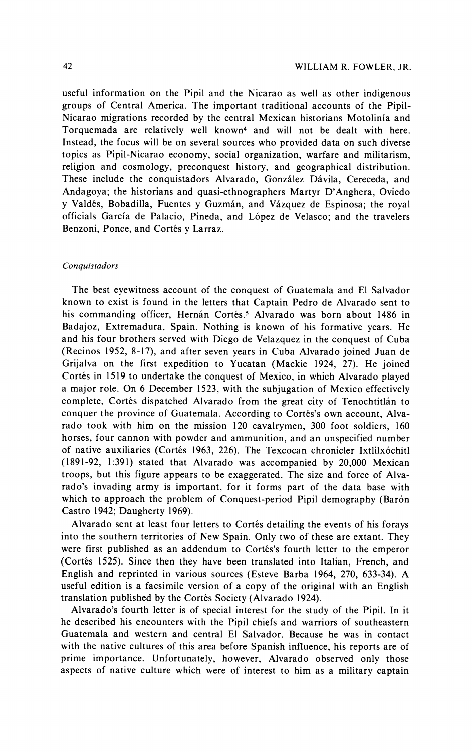useful information on the Pipil and the Nicarao as well as other indigenous groups of Central America. The important traditional accounts of the Pipil-Nicarao migrations recorded by the central Mexican historians Motolinía and Torquemada are relatively well known[4] and will not be dealt with here. Instead, the focus will be on several sources who provided data on such diverse topics as Pipil-Nicarao economy, social organization, warfare and militarism, religion and cosmology, preconquest history, and geographical distribution. These include the conquistadors Alvarado, González Dávila, Cereceda, and Andagoya; the historians and quasi-ethnographers Martyr D'Anghera, Oviedo y Valdés, Bobadilla, Fuentes y Guzmán, and Vázquez de Espinosa; the royal officials García de Palacio, Pineda, and López de Velasco; and the travelers Benzoni, Ponce, and Cortés y Larraz.

### *Conquistadors*

The best eyewitness account of the conquest of Guatemala and El Salvador known to exist is found in the letters that Captain Pedro de Alvarado sent to his commanding officer, Hernán Cortés.[5] Alvarado was born about 1486 in Badajoz, Extremadura, Spain. Nothing is known of his formative years. He and his four brothers served with Diego de Velazquez in the conquest of Cuba (Recinos 1952, 8-17), and after seven years in Cuba Alvarado joined Juan de Grijalva on the first expedition to Yucatan (Mackie 1924, 27). He joined Cortés in 1519 to undertake the conquest of Mexico, in which Alvarado played a major role. On 6 December 1523, with the subjugation of Mexico effectively complete, Cortés dispatched Alvarado from the great city of Tenochtitlán to conquer the province of Guatemala. According to Cortés's own account, Alvarado took with him on the mission 120 cavalrymen, 300 foot soldiers, 160 horses, four cannon with powder and ammunition, and an unspecified number of native auxiliaries (Cortés 1963, 226). The Texcocan chronicler Ixtlilxóchitl (1891-92, 1:391) stated that Alvarado was accompanied by 20,000 Mexican troops, but this figure appears to be exaggerated. The size and force of Alvarado's invading army is important, for it forms part of the data base with which to approach the problem of Conquest-period Pipil demography (Barón Castro 1942; Daugherty 1969).

Alvarado sent at least four letters to Cortés detailing the events of his forays into the southern territories of New Spain. Only two of these are extant. They were first published as an addendum to Cortés's fourth letter to the emperor (Cortés 1525). Since then they have been translated into Italian, French, and English and reprinted in various sources (Esteve Barba 1964, 270, 633-34). A useful edition is a facsimile version of a copy of the original with an English translation published by the Cortés Society (Alvarado 1924).

Alvarado's fourth letter is of special interest for the study of the Pipil. In it he described his encounters with the Pipil chiefs and warriors of southeastern Guatemala and western and central El Salvador. Because he was in contact with the native cultures of this area before Spanish influence, his reports are of prime importance. Unfortunately, however, Alvarado observed only those aspects of native culture which were of interest to him as a military captain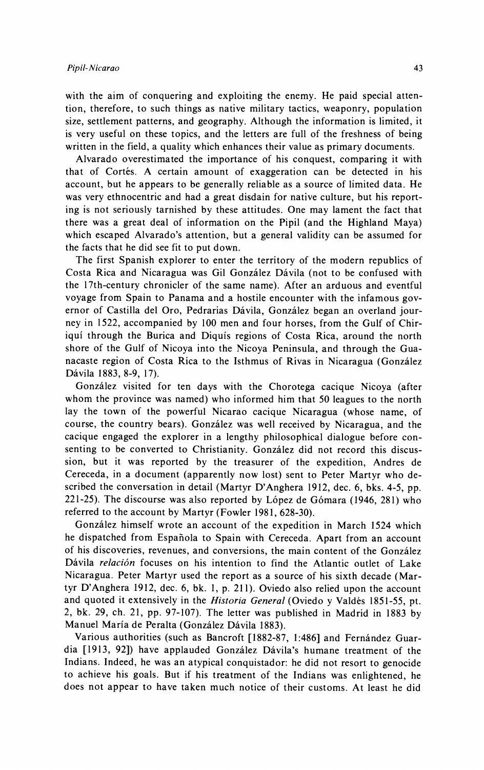with the aim of conquering and exploiting the enemy. He paid special attention, therefore, to such things as native military tactics, weaponry, population size, settlement patterns, and geography. Although the information is limited, it is very useful on these topics, and the letters are full of the freshness of being written in the field, a quality which enhances their value as primary documents.

Alvarado overestimated the importance of his conquest, comparing it with that of Cortés. A certain amount of exaggeration can be detected in his account, but he appears to be generally reliable as a source of limited data. He was very ethnocentric and had a great disdain for native culture, but his reporting is not seriously tarnished by these attitudes. One may lament the fact that there was a great deal of information on the Pipil (and the Highland Maya) which escaped Alvarado's attention, but a general validity can be assumed for the facts that he did see fit to put down.

The first Spanish explorer to enter the territory of the modern republics of Costa Rica and Nicaragua was Gil González Dávila (not to be confused with the 17th-century chronicler of the same name). After an arduous and eventful voyage from Spain to Panama and a hostile encounter with the infamous governor of Castilla del Oro, Pedrarias Dávila, González began an overland journey in 1522, accompanied by 100 men and four horses, from the Gulf of Chiriquí through the Burica and Diquís regions of Costa Rica, around the north shore of the Gulf of Nicoya into the Nicoya Peninsula, and through the Guanacaste region of Costa Rica to the Isthmus of Rivas in Nicaragua (González Dávila 1883, 8-9, 17).

González visited for ten days with the Chorotega cacique Nicoya (after whom the province was named) who informed him that 50 leagues to the north lay the town of the powerful Nicarao cacique Nicaragua (whose name, of course, the country bears). González was well received by Nicaragua, and the cacique engaged the explorer in a lengthy philosophical dialogue before consenting to be converted to Christianity. González did not record this discussion, but it was reported by the treasurer of the expedition, Andres de Cereceda, in a document (apparently now lost) sent to Peter Martyr who described the conversation in detail (Martyr D'Anghera 1912, dec. 6, bks. 4-5, pp. 221-25). The discourse was also reported by López de Gómara (1946, 281) who referred to the account by Martyr (Fowler 1981, 628-30).

González himself wrote an account of the expedition in March 1524 which he dispatched from Española to Spain with Cereceda. Apart from an account of his discoveries, revenues, and conversions, the main content of the González Dávila *relación* focuses on his intention to find the Atlantic outlet of Lake Nicaragua. Peter Martyr used the report as a source of his sixth decade (Martyr D'Anghera 1912, dec. 6, bk. 1, p. 211). Oviedo also relied upon the account and quoted it extensively in the *Historia General* (Oviedo y Valdés 1851-55, pt. 2, bk. 29, ch. 21, pp. 97-107). The letter was published in Madrid in 1883 by Manuel María de Peralta (González Dávila 1883).

Various authorities (such as Bancroft [1882-87, 1:486] and Fernández Guardia [1913, 92]) have applauded González Dávila's humane treatment of the Indians. Indeed, he was an atypical conquistador: he did not resort to genocide to achieve his goals. But if his treatment of the Indians was enlightened, he does not appear to have taken much notice of their customs. At least he did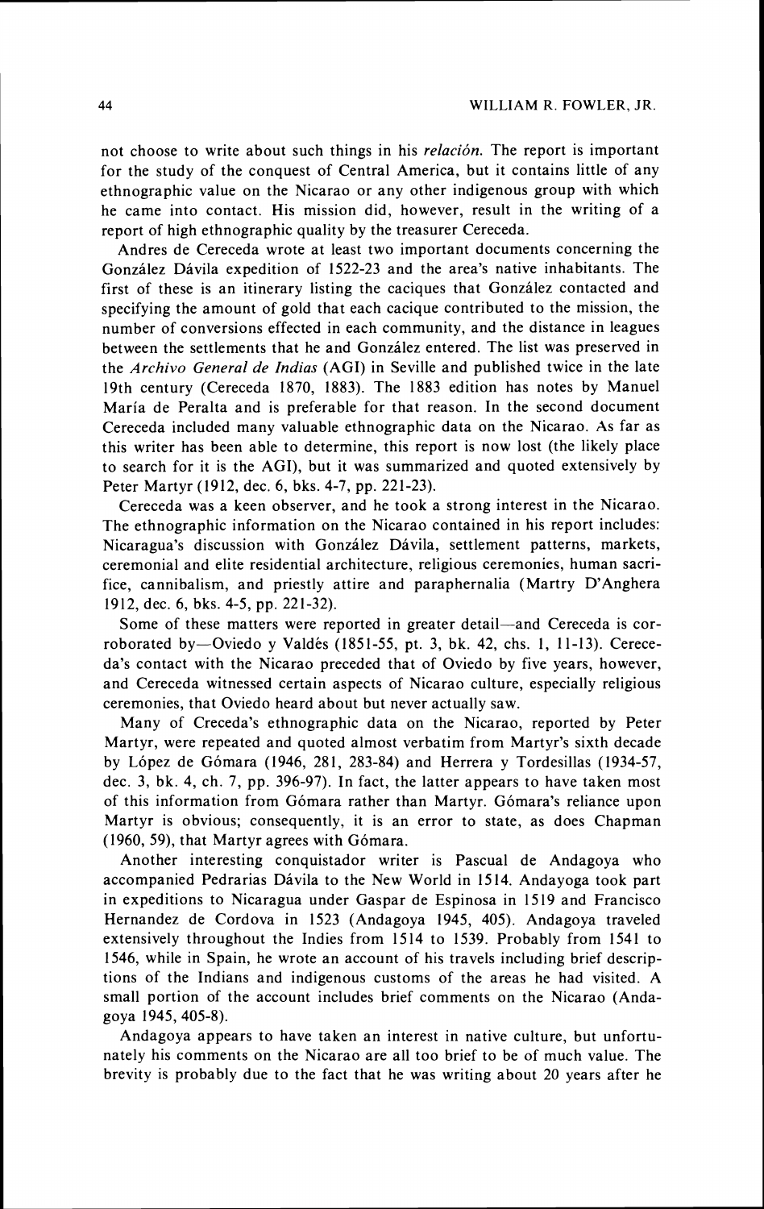not choose to write about such things in his *relación*. The report is important for the study of the conquest of Central America, but it contains little of any ethnographic value on the Nicarao or any other indigenous group with which he came into contact. His mission did, however, result in the writing of a report of high ethnographic quality by the treasurer Cereceda.

Andres de Cereceda wrote at least two important documents concerning the González Dávila expedition of 1522-23 and the area's native inhabitants. The first of these is an itinerary listing the caciques that González contacted and specifying the amount of gold that each cacique contributed to the mission, the number of conversions effected in each community, and the distance in leagues between the settlements that he and González entered. The list was preserved in the *Archivo General de Indias* (AGI) in Seville and published twice in the late 19th century (Cereceda 1870, 1883). The 1883 edition has notes by Manuel María de Peralta and is preferable for that reason. In the second document Cereceda included many valuable ethnographic data on the Nicarao. As far as this writer has been able to determine, this report is now lost (the likely place to search for it is the AGI), but it was summarized and quoted extensively by Peter Martyr (1912, dec. 6, bks. 4-7, pp. 221-23).

Cereceda was a keen observer, and he took a strong interest in the Nicarao. The ethnographic information on the Nicarao contained in his report includes: Nicaragua's discussion with González Dávila, settlement patterns, markets, ceremonial and elite residential architecture, religious ceremonies, human sacrifice, cannibalism, and priestly attire and paraphernalia (Martry D'Anghera 1912, dec. 6, bks. 4-5, pp. 221-32).

Some of these matters were reported in greater detail—and Cereceda is corroborated by—Oviedo y Valdés (1851-55, pt. 3, bk. 42, chs. 1, 11-13). Cereceda's contact with the Nicarao preceded that of Oviedo by five years, however, and Cereceda witnessed certain aspects of Nicarao culture, especially religious ceremonies, that Oviedo heard about but never actually saw.

Many of Creceda's ethnographic data on the Nicarao, reported by Peter Martyr, were repeated and quoted almost verbatim from Martyr's sixth decade by López de Gómara (1946, 281, 283-84) and Herrera y Tordesillas (1934-57, dec. 3, bk. 4, ch. 7, pp. 396-97). In fact, the latter appears to have taken most of this information from Gómara rather than Martyr. Gómara's reliance upon Martyr is obvious; consequently, it is an error to state, as does Chapman (1960, 59), that Martyr agrees with Gómara.

Another interesting conquistador writer is Pascual de Andagoya who accompanied Pedrarias Dávila to the New World in 1514. Andayoga took part in expeditions to Nicaragua under Gaspar de Espinosa in 1519 and Francisco Hernandez de Cordova in 1523 (Andagoya 1945, 405). Andagoya traveled extensively throughout the Indies from 1514 to 1539. Probably from 1541 to 1546, while in Spain, he wrote an account of his travels including brief descriptions of the Indians and indigenous customs of the areas he had visited. A small portion of the account includes brief comments on the Nicarao (Andagoya 1945, 405-8).

Andagoya appears to have taken an interest in native culture, but unfortunately his comments on the Nicarao are all too brief to be of much value. The brevity is probably due to the fact that he was writing about 20 years after he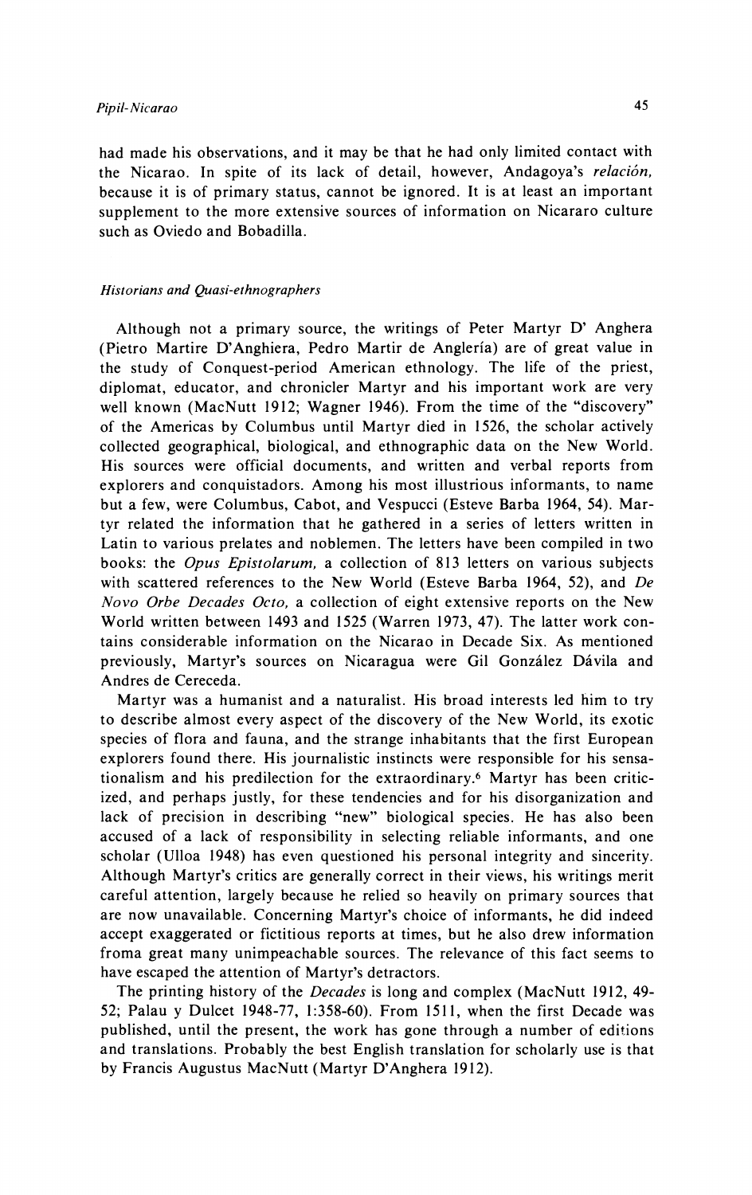had made his observations, and it may be that he had only limited contact with the Nicarao. In spite of its lack of detail, however, Andagoya's *relación*, because it is of primary status, cannot be ignored. It is at least an important supplement to the more extensive sources of information on Nicararo culture such as Oviedo and Bobadilla.

### *Historians and Quasi-ethnographers*

Although not a primary source, the writings of Peter Martyr D' Anghera (Pietro Martire D'Anghiera, Pedro Martir de Anglería) are of great value in the study of Conquest-period American ethnology. The life of the priest, diplomat, educator, and chronicler Martyr and his important work are very well known (MacNutt 1912; Wagner 1946). From the time of the "discovery" of the Americas by Columbus until Martyr died in 1526, the scholar actively collected geographical, biological, and ethnographic data on the New World. His sources were official documents, and written and verbal reports from explorers and conquistadors. Among his most illustrious informants, to name but a few, were Columbus, Cabot, and Vespucci (Esteve Barba 1964, 54). Martyr related the information that he gathered in a series of letters written in Latin to various prelates and noblemen. The letters have been compiled in two books: the *Opus Epistolarum*, a collection of 813 letters on various subjects with scattered references to the New World (Esteve Barba 1964, 52), and *De Novo Orbe Decades Octo*, a collection of eight extensive reports on the New World written between 1493 and 1525 (Warren 1973, 47). The latter work contains considerable information on the Nicarao in Decade Six. As mentioned previously, Martyr's sources on Nicaragua were Gil González Dávila and Andres de Cereceda.

Martyr was a humanist and a naturalist. His broad interests led him to try to describe almost every aspect of the discovery of the New World, its exotic species of flora and fauna, and the strange inhabitants that the first European explorers found there. His journalistic instincts were responsible for his sensationalism and his predilection for the extraordinary.[6] Martyr has been criticized, and perhaps justly, for these tendencies and for his disorganization and lack of precision in describing "new" biological species. He has also been accused of a lack of responsibility in selecting reliable informants, and one scholar (Ulloa 1948) has even questioned his personal integrity and sincerity. Although Martyr's critics are generally correct in their views, his writings merit careful attention, largely because he relied so heavily on primary sources that are now unavailable. Concerning Martyr's choice of informants, he did indeed accept exaggerated or fictitious reports at times, but he also drew information froma great many unimpeachable sources. The relevance of this fact seems to have escaped the attention of Martyr's detractors.

The printing history of the *Decades* is long and complex (MacNutt 1912, 49-52; Palau y Dulcet 1948-77, 1:358-60). From 1511, when the first Decade was published, until the present, the work has gone through a number of editions and translations. Probably the best English translation for scholarly use is that by Francis Augustus MacNutt (Martyr D'Anghera 1912).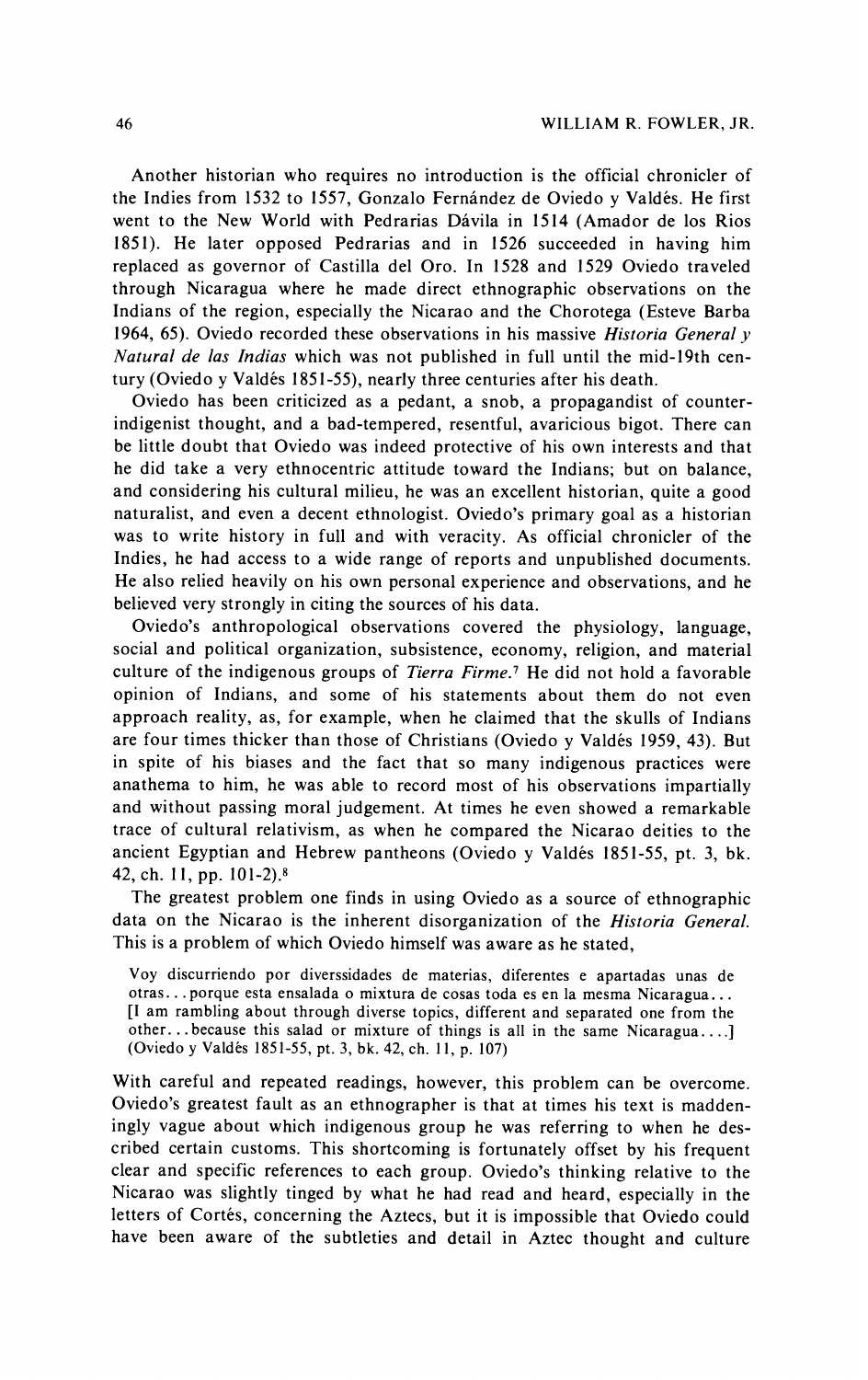Another historian who requires no introduction is the official chronicler of the Indies from 1532 to 1557, Gonzalo Fernández de Oviedo y Valdés. He first went to the New World with Pedrarias Dávila in 1514 (Amador de los Rios 1851). He later opposed Pedrarias and in 1526 succeeded in having him replaced as governor of Castilla del Oro. In 1528 and 1529 Oviedo traveled through Nicaragua where he made direct ethnographic observations on the Indians of the region, especially the Nicarao and the Chorotega (Esteve Barba 1964, 65). Oviedo recorded these observations in his massive *Historia General y Natural de las Indias* which was not published in full until the mid-19th century (Oviedo y Valdés 1851-55), nearly three centuries after his death.

Oviedo has been criticized as a pedant, a snob, a propagandist of counter-indigenist thought, and a bad-tempered, resentful, avaricious bigot. There can be little doubt that Oviedo was indeed protective of his own interests and that he did take a very ethnocentric attitude toward the Indians; but on balance, and considering his cultural milieu, he was an excellent historian, quite a good naturalist, and even a decent ethnologist. Oviedo's primary goal as a historian was to write history in full and with veracity. As official chronicler of the Indies, he had access to a wide range of reports and unpublished documents. He also relied heavily on his own personal experience and observations, and he believed very strongly in citing the sources of his data.

Oviedo's anthropological observations covered the physiology, language, social and political organization, subsistence, economy, religion, and material culture of the indigenous groups of *Tierra Firme*.[7] He did not hold a favorable opinion of Indians, and some of his statements about them do not even approach reality, as, for example, when he claimed that the skulls of Indians are four times thicker than those of Christians (Oviedo y Valdés 1959, 43). But in spite of his biases and the fact that so many indigenous practices were anathema to him, he was able to record most of his observations impartially and without passing moral judgement. At times he even showed a remarkable trace of cultural relativism, as when he compared the Nicarao deities to the ancient Egyptian and Hebrew pantheons (Oviedo y Valdés 1851-55, pt. 3, bk. 42, ch. 11, pp. 101-2).[8]

The greatest problem one finds in using Oviedo as a source of ethnographic data on the Nicarao is the inherent disorganization of the *Historia General*. This is a problem of which Oviedo himself was aware as he stated,

> Voy discurriendo por diverssidades de materias, diferentes e apartadas unas de otras...porque esta ensalada o mixtura de cosas toda es en la mesma Nicaragua... [I am rambling about through diverse topics, different and separated one from the other...because this salad or mixture of things is all in the same Nicaragua....] (Oviedo y Valdés 1851-55, pt. 3, bk. 42, ch. 11, p. 107)

With careful and repeated readings, however, this problem can be overcome. Oviedo's greatest fault as an ethnographer is that at times his text is maddeningly vague about which indigenous group he was referring to when he described certain customs. This shortcoming is fortunately offset by his frequent clear and specific references to each group. Oviedo's thinking relative to the Nicarao was slightly tinged by what he had read and heard, especially in the letters of Cortés, concerning the Aztecs, but it is impossible that Oviedo could have been aware of the subtleties and detail in Aztec thought and culture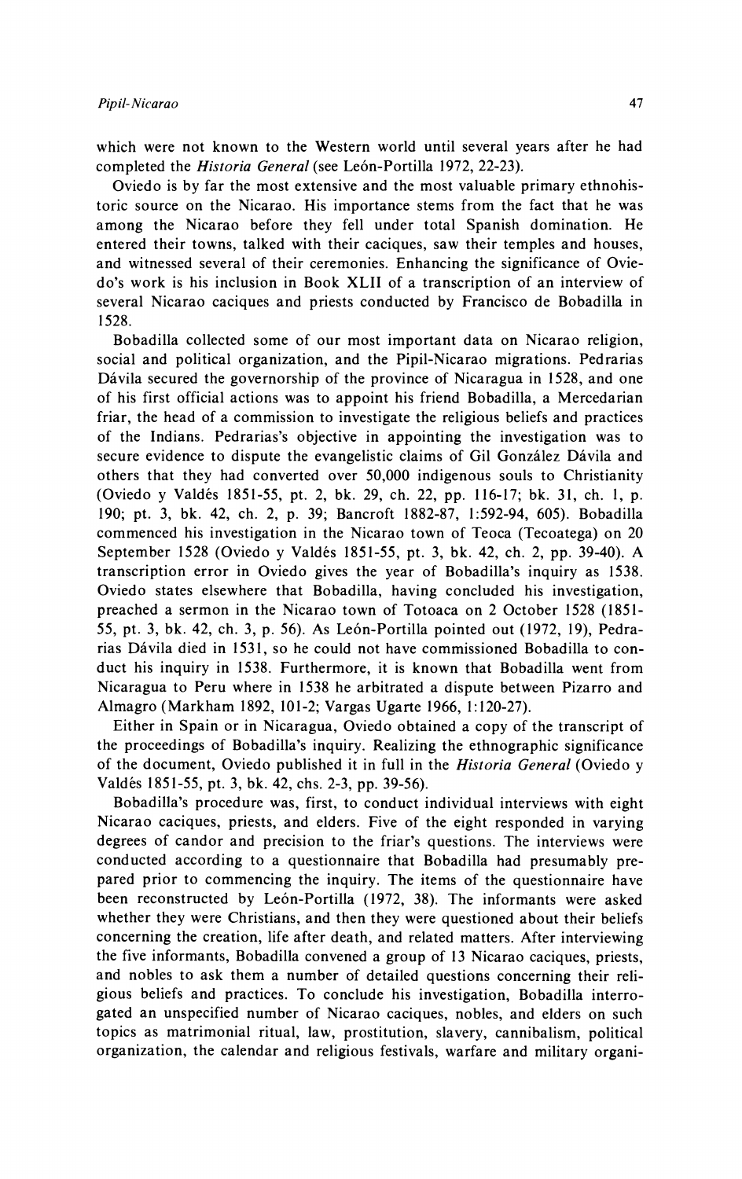which were not known to the Western world until several years after he had completed the *Historia General* (see León-Portilla 1972, 22-23).

Oviedo is by far the most extensive and the most valuable primary ethnohistoric source on the Nicarao. His importance stems from the fact that he was among the Nicarao before they fell under total Spanish domination. He entered their towns, talked with their caciques, saw their temples and houses, and witnessed several of their ceremonies. Enhancing the significance of Oviedo's work is his inclusion in Book XLII of a transcription of an interview of several Nicarao caciques and priests conducted by Francisco de Bobadilla in 1528.

Bobadilla collected some of our most important data on Nicarao religion, social and political organization, and the Pipil-Nicarao migrations. Pedrarias Dávila secured the governorship of the province of Nicaragua in 1528, and one of his first official actions was to appoint his friend Bobadilla, a Mercedarian friar, the head of a commission to investigate the religious beliefs and practices of the Indians. Pedrarias's objective in appointing the investigation was to secure evidence to dispute the evangelistic claims of Gil González Dávila and others that they had converted over 50,000 indigenous souls to Christianity (Oviedo y Valdés 1851-55, pt. 2, bk. 29, ch. 22, pp. 116-17; bk. 31, ch. 1, p. 190; pt. 3, bk. 42, ch. 2, p. 39; Bancroft 1882-87, 1:592-94, 605). Bobadilla commenced his investigation in the Nicarao town of Teoca (Tecoatega) on 20 September 1528 (Oviedo y Valdés 1851-55, pt. 3, bk. 42, ch. 2, pp. 39-40). A transcription error in Oviedo gives the year of Bobadilla's inquiry as 1538. Oviedo states elsewhere that Bobadilla, having concluded his investigation, preached a sermon in the Nicarao town of Totoaca on 2 October 1528 (1851-55, pt. 3, bk. 42, ch. 3, p. 56). As León-Portilla pointed out (1972, 19), Pedrarias Dávila died in 1531, so he could not have commissioned Bobadilla to conduct his inquiry in 1538. Furthermore, it is known that Bobadilla went from Nicaragua to Peru where in 1538 he arbitrated a dispute between Pizarro and Almagro (Markham 1892, 101-2; Vargas Ugarte 1966, 1:120-27).

Either in Spain or in Nicaragua, Oviedo obtained a copy of the transcript of the proceedings of Bobadilla's inquiry. Realizing the ethnographic significance of the document, Oviedo published it in full in the *Historia General* (Oviedo y Valdés 1851-55, pt. 3, bk. 42, chs. 2-3, pp. 39-56).

Bobadilla's procedure was, first, to conduct individual interviews with eight Nicarao caciques, priests, and elders. Five of the eight responded in varying degrees of candor and precision to the friar's questions. The interviews were conducted according to a questionnaire that Bobadilla had presumably prepared prior to commencing the inquiry. The items of the questionnaire have been reconstructed by León-Portilla (1972, 38). The informants were asked whether they were Christians, and then they were questioned about their beliefs concerning the creation, life after death, and related matters. After interviewing the five informants, Bobadilla convened a group of 13 Nicarao caciques, priests, and nobles to ask them a number of detailed questions concerning their religious beliefs and practices. To conclude his investigation, Bobadilla interrogated an unspecified number of Nicarao caciques, nobles, and elders on such topics as matrimonial ritual, law, prostitution, slavery, cannibalism, political organization, the calendar and religious festivals, warfare and military organi-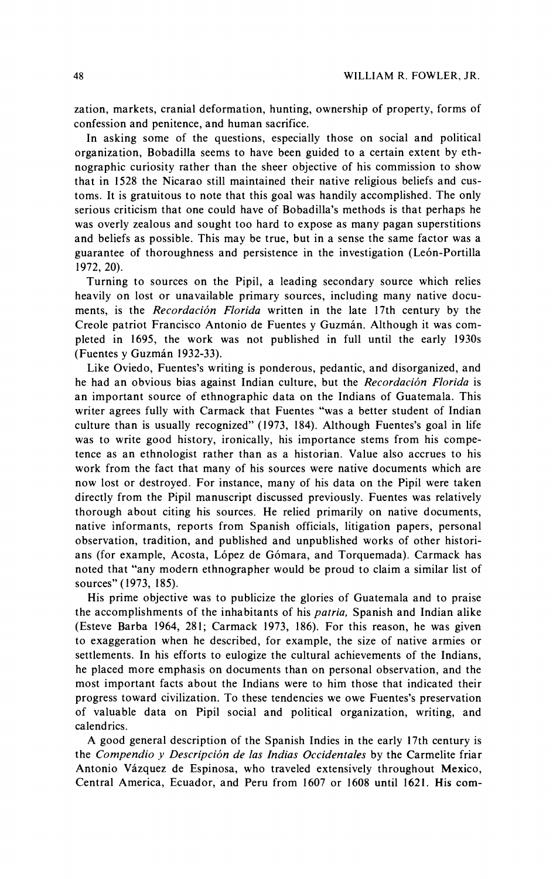zation, markets, cranial deformation, hunting, ownership of property, forms of confession and penitence, and human sacrifice.

In asking some of the questions, especially those on social and political organization, Bobadilla seems to have been guided to a certain extent by ethnographic curiosity rather than the sheer objective of his commission to show that in 1528 the Nicarao still maintained their native religious beliefs and customs. It is gratuitous to note that this goal was handily accomplished. The only serious criticism that one could have of Bobadilla's methods is that perhaps he was overly zealous and sought too hard to expose as many pagan superstitions and beliefs as possible. This may be true, but in a sense the same factor was a guarantee of thoroughness and persistence in the investigation (León-Portilla 1972, 20).

Turning to sources on the Pipil, a leading secondary source which relies heavily on lost or unavailable primary sources, including many native documents, is the *Recordación Florida* written in the late 17th century by the Creole patriot Francisco Antonio de Fuentes y Guzmán. Although it was completed in 1695, the work was not published in full until the early 1930s (Fuentes y Guzmán 1932-33).

Like Oviedo, Fuentes's writing is ponderous, pedantic, and disorganized, and he had an obvious bias against Indian culture, but the *Recordación Florida* is an important source of ethnographic data on the Indians of Guatemala. This writer agrees fully with Carmack that Fuentes "was a better student of Indian culture than is usually recognized" (1973, 184). Although Fuentes's goal in life was to write good history, ironically, his importance stems from his competence as an ethnologist rather than as a historian. Value also accrues to his work from the fact that many of his sources were native documents which are now lost or destroyed. For instance, many of his data on the Pipil were taken directly from the Pipil manuscript discussed previously. Fuentes was relatively thorough about citing his sources. He relied primarily on native documents, native informants, reports from Spanish officials, litigation papers, personal observation, tradition, and published and unpublished works of other historians (for example, Acosta, López de Gómara, and Torquemada). Carmack has noted that "any modern ethnographer would be proud to claim a similar list of sources" (1973, 185).

His prime objective was to publicize the glories of Guatemala and to praise the accomplishments of the inhabitants of his *patria*, Spanish and Indian alike (Esteve Barba 1964, 281; Carmack 1973, 186). For this reason, he was given to exaggeration when he described, for example, the size of native armies or settlements. In his efforts to eulogize the cultural achievements of the Indians, he placed more emphasis on documents than on personal observation, and the most important facts about the Indians were to him those that indicated their progress toward civilization. To these tendencies we owe Fuentes's preservation of valuable data on Pipil social and political organization, writing, and calendrics.

A good general description of the Spanish Indies in the early 17th century is the *Compendio y Descripción de las Indias Occidentales* by the Carmelite friar Antonio Vázquez de Espinosa, who traveled extensively throughout Mexico, Central America, Ecuador, and Peru from 1607 or 1608 until 1621. His com-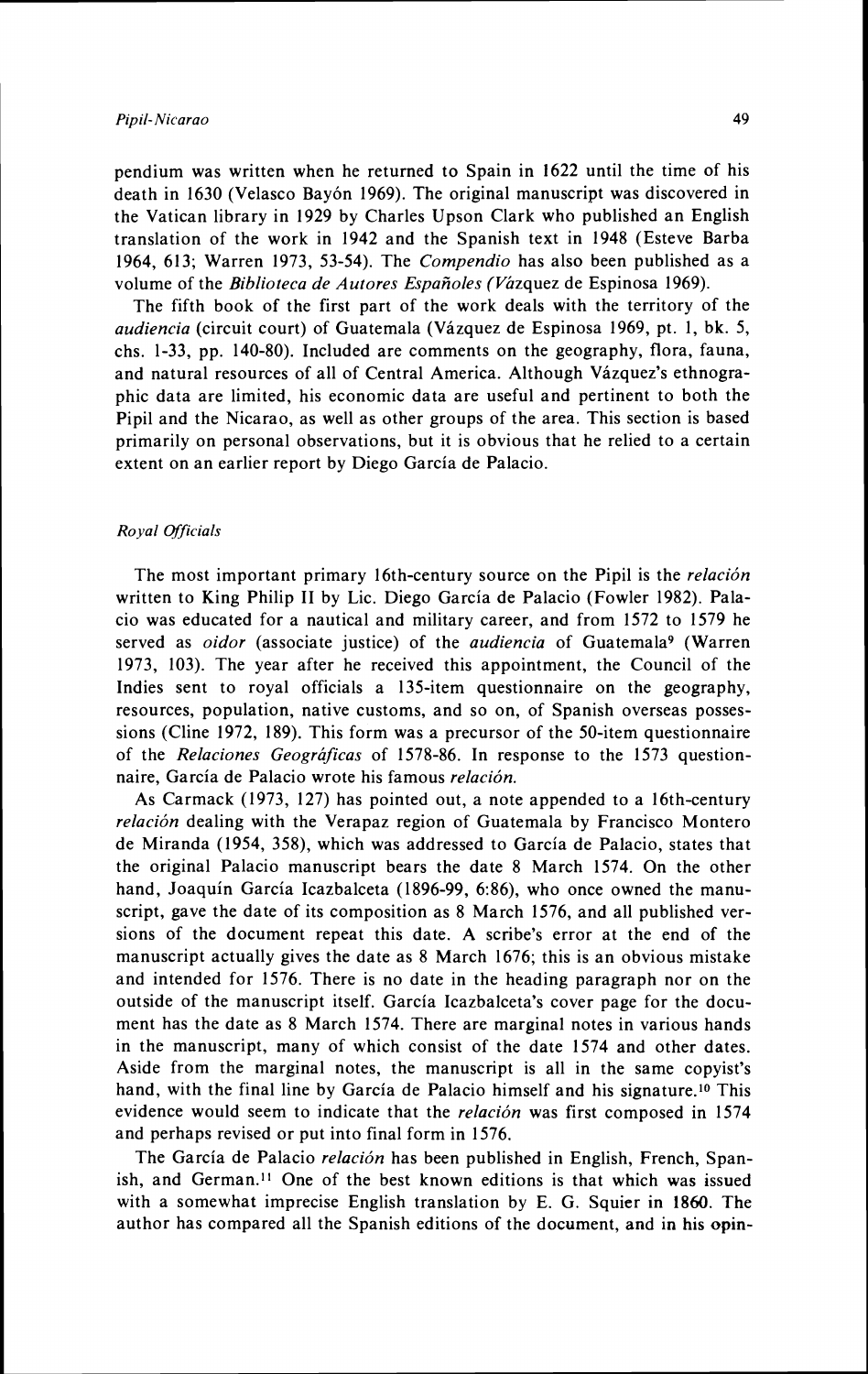pendium was written when he returned to Spain in 1622 until the time of his death in 1630 (Velasco Bayón 1969). The original manuscript was discovered in the Vatican library in 1929 by Charles Upson Clark who published an English translation of the work in 1942 and the Spanish text in 1948 (Esteve Barba 1964, 613; Warren 1973, 53-54). The *Compendio* has also been published as a volume of the *Biblioteca de Autores Españoles (Vázquez* de Espinosa 1969).

The fifth book of the first part of the work deals with the territory of the *audiencia* (circuit court) of Guatemala (Vázquez de Espinosa 1969, pt. 1, bk. 5, chs. 1-33, pp. 140-80). Included are comments on the geography, flora, fauna, and natural resources of all of Central America. Although Vázquez's ethnographic data are limited, his economic data are useful and pertinent to both the Pipil and the Nicarao, as well as other groups of the area. This section is based primarily on personal observations, but it is obvious that he relied to a certain extent on an earlier report by Diego García de Palacio.

### *Royal Officials*

The most important primary 16th-century source on the Pipil is the *relación* written to King Philip II by Lic. Diego García de Palacio (Fowler 1982). Palacio was educated for a nautical and military career, and from 1572 to 1579 he served as *oidor* (associate justice) of the *audiencia* of Guatemala[9] (Warren 1973, 103). The year after he received this appointment, the Council of the Indies sent to royal officials a 135-item questionnaire on the geography, resources, population, native customs, and so on, of Spanish overseas possessions (Cline 1972, 189). This form was a precursor of the 50-item questionnaire of the *Relaciones Geográficas* of 1578-86. In response to the 1573 questionnaire, García de Palacio wrote his famous *relación.*

As Carmack (1973, 127) has pointed out, a note appended to a 16th-century *relación* dealing with the Verapaz region of Guatemala by Francisco Montero de Miranda (1954, 358), which was addressed to García de Palacio, states that the original Palacio manuscript bears the date 8 March 1574. On the other hand, Joaquín García Icazbalceta (1896-99, 6:86), who once owned the manuscript, gave the date of its composition as 8 March 1576, and all published versions of the document repeat this date. A scribe's error at the end of the manuscript actually gives the date as 8 March 1676; this is an obvious mistake and intended for 1576. There is no date in the heading paragraph nor on the outside of the manuscript itself. García Icazbalceta's cover page for the document has the date as 8 March 1574. There are marginal notes in various hands in the manuscript, many of which consist of the date 1574 and other dates. Aside from the marginal notes, the manuscript is all in the same copyist's hand, with the final line by García de Palacio himself and his signature.[10] This evidence would seem to indicate that the *relación* was first composed in 1574 and perhaps revised or put into final form in 1576.

The García de Palacio *relación* has been published in English, French, Spanish, and German.[11] One of the best known editions is that which was issued with a somewhat imprecise English translation by E. G. Squier in 1860. The author has compared all the Spanish editions of the document, and in his opin-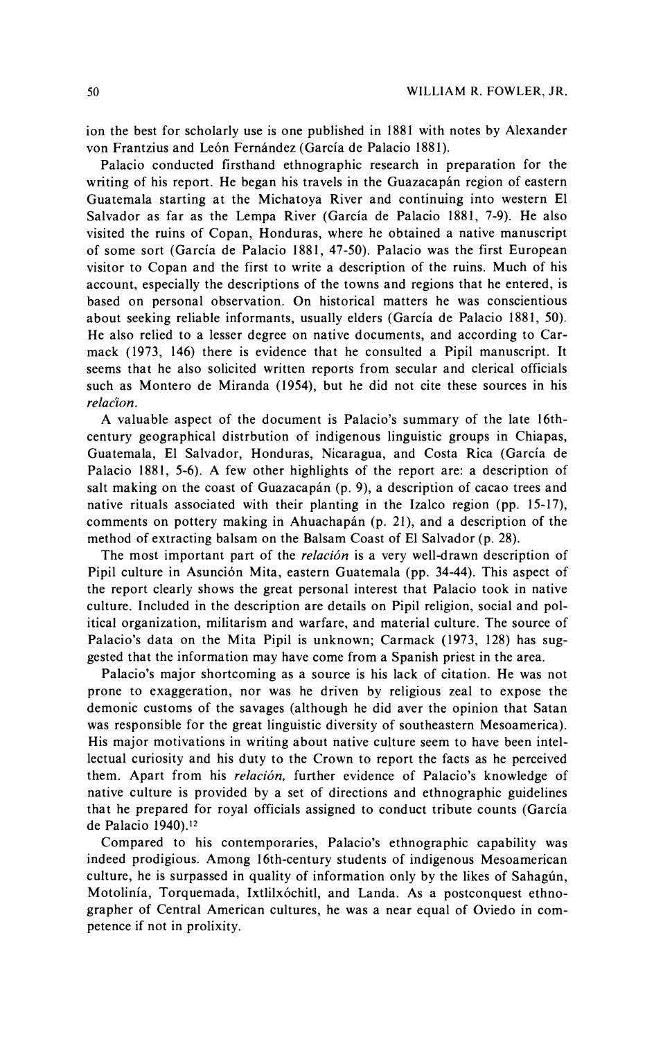ion the best for scholarly use is one published in 1881 with notes by Alexander von Frantzius and León Fernández (García de Palacio 1881).

Palacio conducted firsthand ethnographic research in preparation for the writing of his report. He began his travels in the Guazacapán region of eastern Guatemala starting at the Michatoya River and continuing into western El Salvador as far as the Lempa River (García de Palacio 1881, 7-9). He also visited the ruins of Copan, Honduras, where he obtained a native manuscript of some sort (García de Palacio 1881, 47-50). Palacio was the first European visitor to Copan and the first to write a description of the ruins. Much of his account, especially the descriptions of the towns and regions that he entered, is based on personal observation. On historical matters he was conscientious about seeking reliable informants, usually elders (García de Palacio 1881, 50). He also relied to a lesser degree on native documents, and according to Carmack (1973, 146) there is evidence that he consulted a Pipil manuscript. It seems that he also solicited written reports from secular and clerical officials such as Montero de Miranda (1954), but he did not cite these sources in his *relación*.

A valuable aspect of the document is Palacio's summary of the late 16th-century geographical distrbution of indigenous linguistic groups in Chiapas, Guatemala, El Salvador, Honduras, Nicaragua, and Costa Rica (García de Palacio 1881, 5-6). A few other highlights of the report are: a description of salt making on the coast of Guazacapán (p. 9), a description of cacao trees and native rituals associated with their planting in the Izalco region (pp. 15-17), comments on pottery making in Ahuachapán (p. 21), and a description of the method of extracting balsam on the Balsam Coast of El Salvador (p. 28).

The most important part of the *relación* is a very well-drawn description of Pipil culture in Asunción Mita, eastern Guatemala (pp. 34-44). This aspect of the report clearly shows the great personal interest that Palacio took in native culture. Included in the description are details on Pipil religion, social and political organization, militarism and warfare, and material culture. The source of Palacio's data on the Mita Pipil is unknown; Carmack (1973, 128) has suggested that the information may have come from a Spanish priest in the area.

Palacio's major shortcoming as a source is his lack of citation. He was not prone to exaggeration, nor was he driven by religious zeal to expose the demonic customs of the savages (although he did aver the opinion that Satan was responsible for the great linguistic diversity of southeastern Mesoamerica). His major motivations in writing about native culture seem to have been intellectual curiosity and his duty to the Crown to report the facts as he perceived them. Apart from his *relación,* further evidence of Palacio's knowledge of native culture is provided by a set of directions and ethnographic guidelines that he prepared for royal officials assigned to conduct tribute counts (García de Palacio 1940).[12]

Compared to his contemporaries, Palacio's ethnographic capability was indeed prodigious. Among 16th-century students of indigenous Mesoamerican culture, he is surpassed in quality of information only by the likes of Sahagún, Motolinía, Torquemada, Ixtlilxóchitl, and Landa. As a postconquest ethnographer of Central American cultures, he was a near equal of Oviedo in competence if not in prolixity.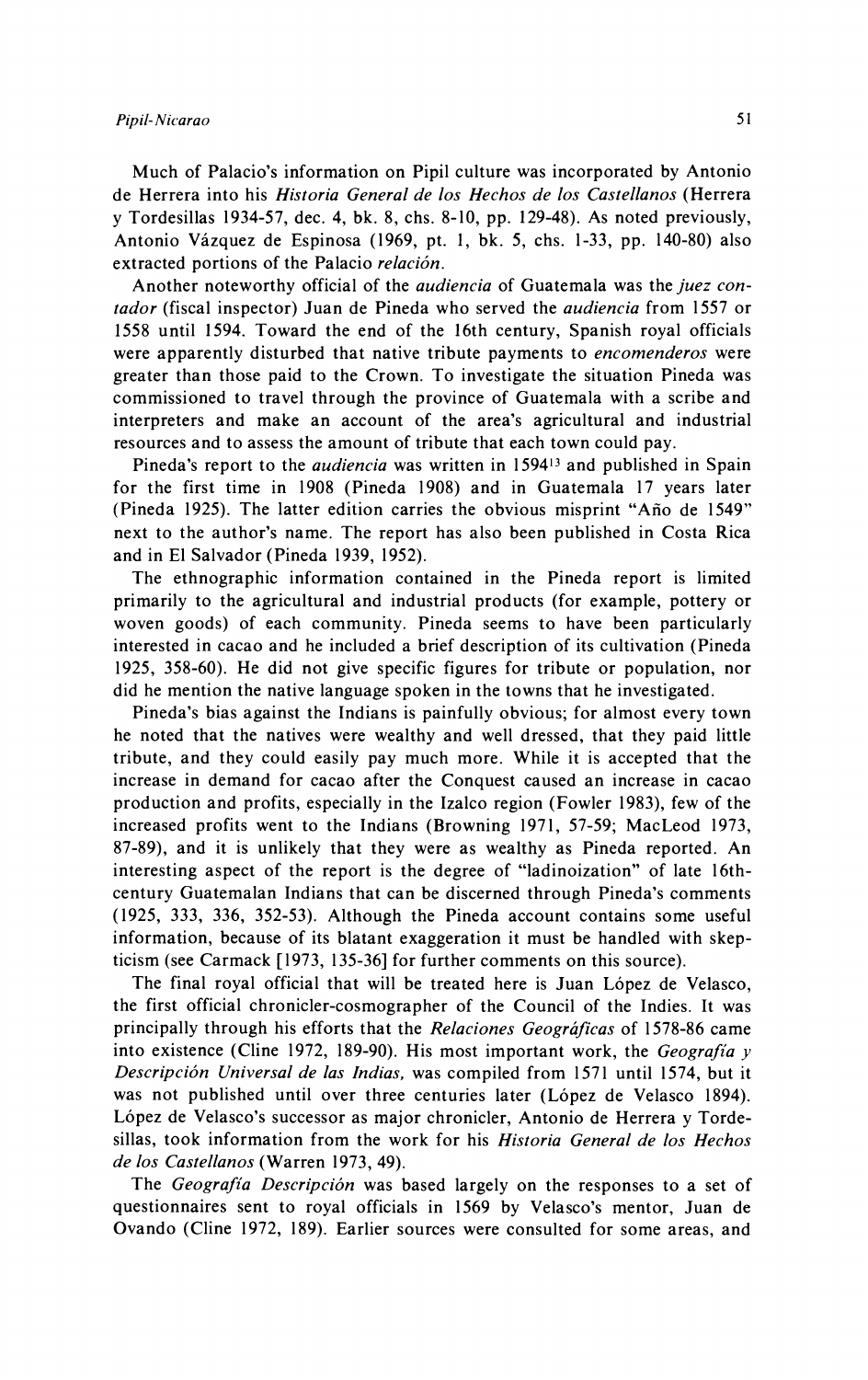Much of Palacio's information on Pipil culture was incorporated by Antonio de Herrera into his *Historia General de los Hechos de los Castellanos* (Herrera y Tordesillas 1934-57, dec. 4, bk. 8, chs. 8-10, pp. 129-48). As noted previously, Antonio Vázquez de Espinosa (1969, pt. 1, bk. 5, chs. 1-33, pp. 140-80) also extracted portions of the Palacio *relación*.

Another noteworthy official of the *audiencia* of Guatemala was the *juez contador* (fiscal inspector) Juan de Pineda who served the *audiencia* from 1557 or 1558 until 1594. Toward the end of the 16th century, Spanish royal officials were apparently disturbed that native tribute payments to *encomenderos* were greater than those paid to the Crown. To investigate the situation Pineda was commissioned to travel through the province of Guatemala with a scribe and interpreters and make an account of the area's agricultural and industrial resources and to assess the amount of tribute that each town could pay.

Pineda's report to the *audiencia* was written in 1594[13] and published in Spain for the first time in 1908 (Pineda 1908) and in Guatemala 17 years later (Pineda 1925). The latter edition carries the obvious misprint "Año de 1549" next to the author's name. The report has also been published in Costa Rica and in El Salvador (Pineda 1939, 1952).

The ethnographic information contained in the Pineda report is limited primarily to the agricultural and industrial products (for example, pottery or woven goods) of each community. Pineda seems to have been particularly interested in cacao and he included a brief description of its cultivation (Pineda 1925, 358-60). He did not give specific figures for tribute or population, nor did he mention the native language spoken in the towns that he investigated.

Pineda's bias against the Indians is painfully obvious; for almost every town he noted that the natives were wealthy and well dressed, that they paid little tribute, and they could easily pay much more. While it is accepted that the increase in demand for cacao after the Conquest caused an increase in cacao production and profits, especially in the Izalco region (Fowler 1983), few of the increased profits went to the Indians (Browning 1971, 57-59; MacLeod 1973, 87-89), and it is unlikely that they were as wealthy as Pineda reported. An interesting aspect of the report is the degree of "ladinoization" of late 16th-century Guatemalan Indians that can be discerned through Pineda's comments (1925, 333, 336, 352-53). Although the Pineda account contains some useful information, because of its blatant exaggeration it must be handled with skepticism (see Carmack [1973, 135-36] for further comments on this source).

The final royal official that will be treated here is Juan López de Velasco, the first official chronicler-cosmographer of the Council of the Indies. It was principally through his efforts that the *Relaciones Geográficas* of 1578-86 came into existence (Cline 1972, 189-90). His most important work, the *Geografía y Descripción Universal de las Indias,* was compiled from 1571 until 1574, but it was not published until over three centuries later (López de Velasco 1894). López de Velasco's successor as major chronicler, Antonio de Herrera y Tordesillas, took information from the work for his *Historia General de los Hechos de los Castellanos* (Warren 1973, 49).

The *Geografía Descripción* was based largely on the responses to a set of questionnaires sent to royal officials in 1569 by Velasco's mentor, Juan de Ovando (Cline 1972, 189). Earlier sources were consulted for some areas, and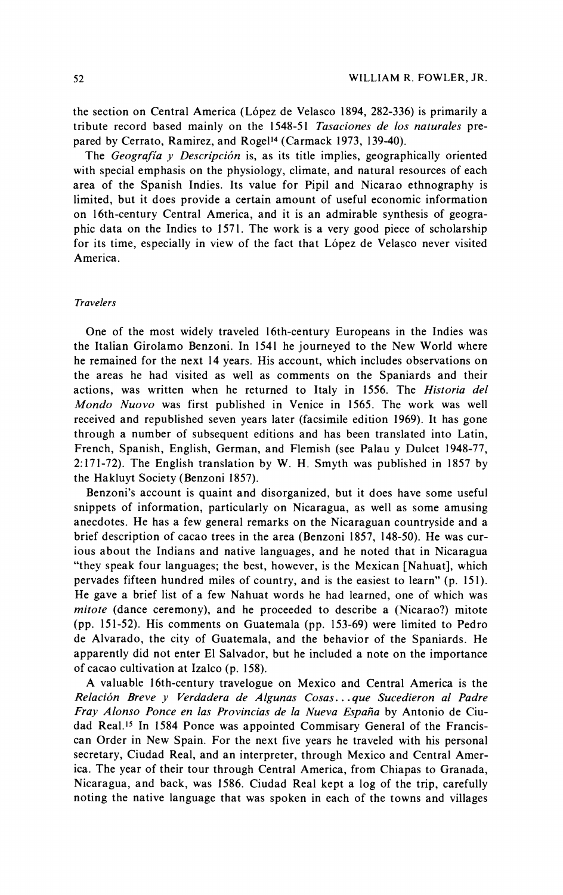the section on Central America (López de Velasco 1894, 282-336) is primarily a tribute record based mainly on the 1548-51 *Tasaciones de los naturales* prepared by Cerrato, Ramirez, and Rogel[14] (Carmack 1973, 139-40).

The *Geografía y Descripción* is, as its title implies, geographically oriented with special emphasis on the physiology, climate, and natural resources of each area of the Spanish Indies. Its value for Pipil and Nicarao ethnography is limited, but it does provide a certain amount of useful economic information on 16th-century Central America, and it is an admirable synthesis of geographic data on the Indies to 1571. The work is a very good piece of scholarship for its time, especially in view of the fact that López de Velasco never visited America.

### *Travelers*

One of the most widely traveled 16th-century Europeans in the Indies was the Italian Girolamo Benzoni. In 1541 he journeyed to the New World where he remained for the next 14 years. His account, which includes observations on the areas he had visited as well as comments on the Spaniards and their actions, was written when he returned to Italy in 1556. The *Historia del Mondo Nuovo* was first published in Venice in 1565. The work was well received and republished seven years later (facsimile edition 1969). It has gone through a number of subsequent editions and has been translated into Latin, French, Spanish, English, German, and Flemish (see Palau y Dulcet 1948-77, 2:171-72). The English translation by W. H. Smyth was published in 1857 by the Hakluyt Society (Benzoni 1857).

Benzoni's account is quaint and disorganized, but it does have some useful snippets of information, particularly on Nicaragua, as well as some amusing anecdotes. He has a few general remarks on the Nicaraguan countryside and a brief description of cacao trees in the area (Benzoni 1857, 148-50). He was curious about the Indians and native languages, and he noted that in Nicaragua "they speak four languages; the best, however, is the Mexican [Nahuat], which pervades fifteen hundred miles of country, and is the easiest to learn" (p. 151). He gave a brief list of a few Nahuat words he had learned, one of which was *mitote* (dance ceremony), and he proceeded to describe a (Nicarao?) mitote (pp. 151-52). His comments on Guatemala (pp. 153-69) were limited to Pedro de Alvarado, the city of Guatemala, and the behavior of the Spaniards. He apparently did not enter El Salvador, but he included a note on the importance of cacao cultivation at Izalco (p. 158).

A valuable 16th-century travelogue on Mexico and Central America is the *Relación Breve y Verdadera de Algunas Cosas...que Sucedieron al Padre Fray Alonso Ponce en las Provincias de la Nueva España* by Antonio de Ciudad Real.[15] In 1584 Ponce was appointed Commisary General of the Franciscan Order in New Spain. For the next five years he traveled with his personal secretary, Ciudad Real, and an interpreter, through Mexico and Central America. The year of their tour through Central America, from Chiapas to Granada, Nicaragua, and back, was 1586. Ciudad Real kept a log of the trip, carefully noting the native language that was spoken in each of the towns and villages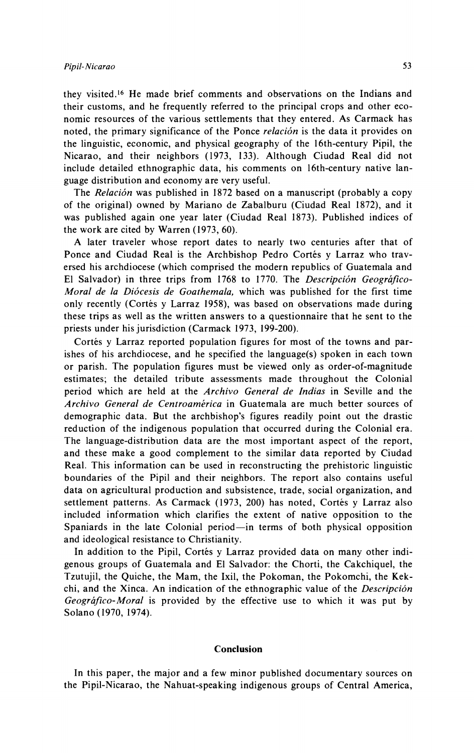they visited.[16] He made brief comments and observations on the Indians and their customs, and he frequently referred to the principal crops and other economic resources of the various settlements that they entered. As Carmack has noted, the primary significance of the Ponce *relación* is the data it provides on the linguistic, economic, and physical geography of the 16th-century Pipil, the Nicarao, and their neighbors (1973, 133). Although Ciudad Real did not include detailed ethnographic data, his comments on 16th-century native language distribution and economy are very useful.

The *Relación* was published in 1872 based on a manuscript (probably a copy of the original) owned by Mariano de Zabalburu (Ciudad Real 1872), and it was published again one year later (Ciudad Real 1873). Published indices of the work are cited by Warren (1973, 60).

A later traveler whose report dates to nearly two centuries after that of Ponce and Ciudad Real is the Archbishop Pedro Cortés y Larraz who traversed his archdiocese (which comprised the modern republics of Guatemala and El Salvador) in three trips from 1768 to 1770. The *Descripción Geográfico-Moral de la Diócesis de Goathemala,* which was published for the first time only recently (Cortés y Larraz 1958), was based on observations made during these trips as well as the written answers to a questionnaire that he sent to the priests under his jurisdiction (Carmack 1973, 199-200).

Cortés y Larraz reported population figures for most of the towns and parishes of his archdiocese, and he specified the language(s) spoken in each town or parish. The population figures must be viewed only as order-of-magnitude estimates; the detailed tribute assessments made throughout the Colonial period which are held at the *Archivo General de Indias* in Seville and the *Archivo General de Centroamérica* in Guatemala are much better sources of demographic data. But the archbishop's figures readily point out the drastic reduction of the indigenous population that occurred during the Colonial era. The language-distribution data are the most important aspect of the report, and these make a good complement to the similar data reported by Ciudad Real. This information can be used in reconstructing the prehistoric linguistic boundaries of the Pipil and their neighbors. The report also contains useful data on agricultural production and subsistence, trade, social organization, and settlement patterns. As Carmack (1973, 200) has noted, Cortés y Larraz also included information which clarifies the extent of native opposition to the Spaniards in the late Colonial period—in terms of both physical opposition and ideological resistance to Christianity.

In addition to the Pipil, Cortés y Larraz provided data on many other indigenous groups of Guatemala and El Salvador: the Chorti, the Cakchiquel, the Tzutujil, the Quiche, the Mam, the Ixil, the Pokoman, the Pokomchi, the Kekchi, and the Xinca. An indication of the ethnographic value of the *Descripción Geográfico-Moral* is provided by the effective use to which it was put by Solano (1970, 1974).

## Conclusion

In this paper, the major and a few minor published documentary sources on the Pipil-Nicarao, the Nahuat-speaking indigenous groups of Central America,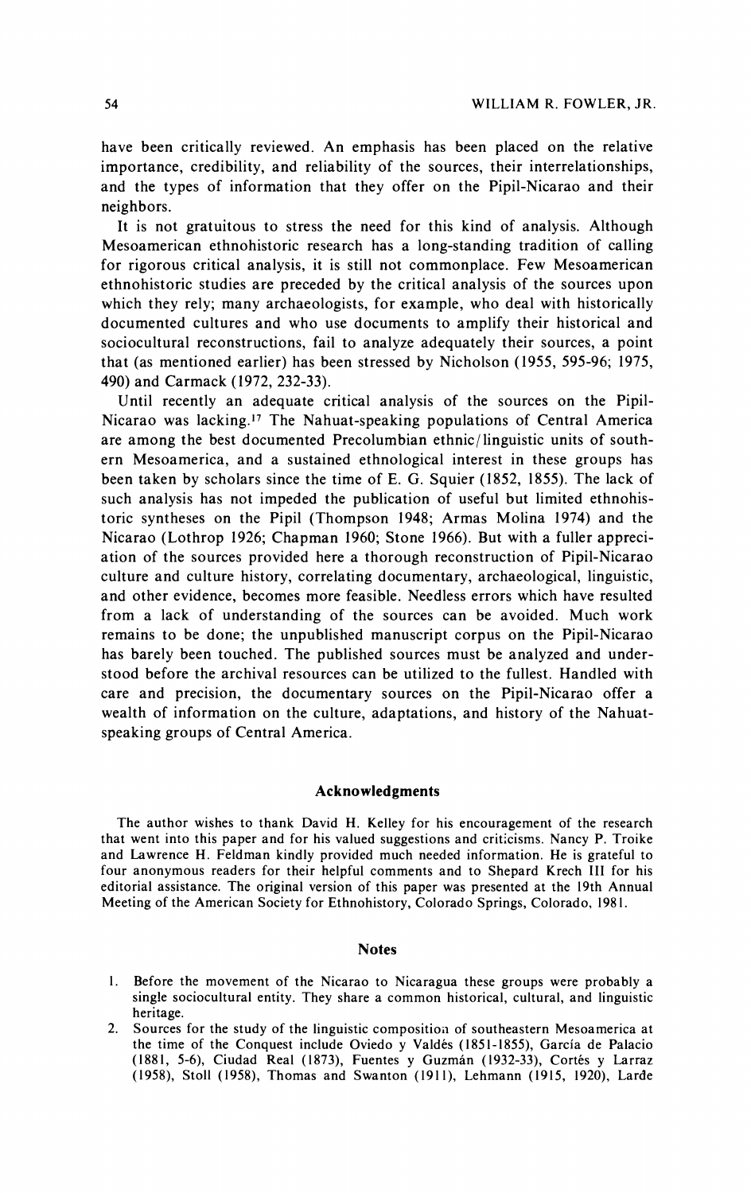have been critically reviewed. An emphasis has been placed on the relative importance, credibility, and reliability of the sources, their interrelationships, and the types of information that they offer on the Pipil-Nicarao and their neighbors.

It is not gratuitous to stress the need for this kind of analysis. Although Mesoamerican ethnohistoric research has a long-standing tradition of calling for rigorous critical analysis, it is still not commonplace. Few Mesoamerican ethnohistoric studies are preceded by the critical analysis of the sources upon which they rely; many archaeologists, for example, who deal with historically documented cultures and who use documents to amplify their historical and sociocultural reconstructions, fail to analyze adequately their sources, a point that (as mentioned earlier) has been stressed by Nicholson (1955, 595-96; 1975, 490) and Carmack (1972, 232-33).

Until recently an adequate critical analysis of the sources on the Pipil-Nicarao was lacking.[17] The Nahuat-speaking populations of Central America are among the best documented Precolumbian ethnic/linguistic units of southern Mesoamerica, and a sustained ethnological interest in these groups has been taken by scholars since the time of E. G. Squier (1852, 1855). The lack of such analysis has not impeded the publication of useful but limited ethnohistoric syntheses on the Pipil (Thompson 1948; Armas Molina 1974) and the Nicarao (Lothrop 1926; Chapman 1960; Stone 1966). But with a fuller appreciation of the sources provided here a thorough reconstruction of Pipil-Nicarao culture and culture history, correlating documentary, archaeological, linguistic, and other evidence, becomes more feasible. Needless errors which have resulted from a lack of understanding of the sources can be avoided. Much work remains to be done; the unpublished manuscript corpus on the Pipil-Nicarao has barely been touched. The published sources must be analyzed and understood before the archival resources can be utilized to the fullest. Handled with care and precision, the documentary sources on the Pipil-Nicarao offer a wealth of information on the culture, adaptations, and history of the Nahuat-speaking groups of Central America.

## Acknowledgments

The author wishes to thank David H. Kelley for his encouragement of the research that went into this paper and for his valued suggestions and criticisms. Nancy P. Troike and Lawrence H. Feldman kindly provided much needed information. He is grateful to four anonymous readers for their helpful comments and to Shepard Krech III for his editorial assistance. The original version of this paper was presented at the 19th Annual Meeting of the American Society for Ethnohistory, Colorado Springs, Colorado, 1981.

## Notes

1. Before the movement of the Nicarao to Nicaragua these groups were probably a single sociocultural entity. They share a common historical, cultural, and linguistic heritage.
2. Sources for the study of the linguistic composition of southeastern Mesoamerica at the time of the Conquest include Oviedo y Valdés (1851-1855), García de Palacio (1881, 5-6), Ciudad Real (1873), Fuentes y Guzmán (1932-33), Cortés y Larraz (1958), Stoll (1958), Thomas and Swanton (1911), Lehmann (1915, 1920), Larde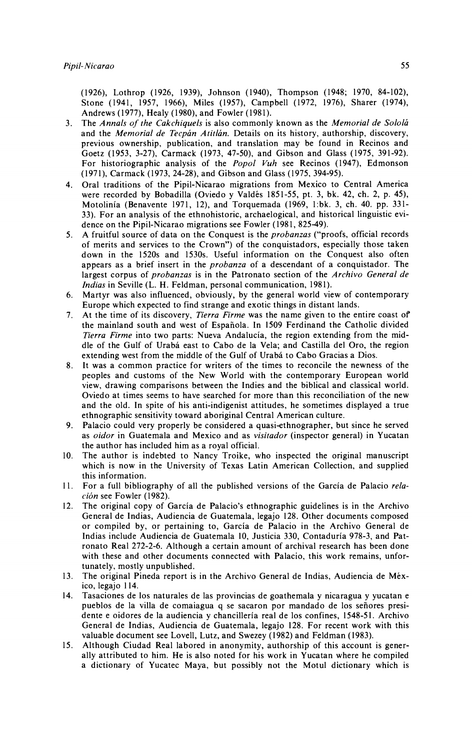(1926), Lothrop (1926, 1939), Johnson (1940), Thompson (1948; 1970, 84-102), Stone (1941, 1957, 1966), Miles (1957), Campbell (1972, 1976), Sharer (1974), Andrews (1977), Healy (1980), and Fowler (1981).

3. The *Annals of the Cakchiquels* is also commonly known as the *Memorial de Sololá* and the *Memorial de Tecpán Atitlán*. Details on its history, authorship, discovery, previous ownership, publication, and translation may be found in Recinos and Goetz (1953, 3-27), Carmack (1973, 47-50), and Gibson and Glass (1975, 391-92). For historiographic analysis of the *Popol Vuh* see Recinos (1947), Edmonson (1971), Carmack (1973, 24-28), and Gibson and Glass (1975, 394-95).
4. Oral traditions of the Pipil-Nicarao migrations from Mexico to Central America were recorded by Bobadilla (Oviedo y Valdés 1851-55, pt. 3, bk. 42, ch. 2, p. 45), Motolinía (Benavente 1971, 12), and Torquemada (1969, 1:bk. 3, ch. 40. pp. 331-33). For an analysis of the ethnohistoric, archaeological, and historical linguistic evidence on the Pipil-Nicarao migrations see Fowler (1981, 825-49).
5. A fruitful source of data on the Conquest is the *probanzas* ("proofs, official records of merits and services to the Crown") of the conquistadors, especially those taken down in the 1520s and 1530s. Useful information on the Conquest also often appears as a brief insert in the *probanza* of a descendant of a conquistador. The largest corpus of *probanzas* is in the Patronato section of the *Archivo General de Indias* in Seville (L. H. Feldman, personal communication, 1981).
6. Martyr was also influenced, obviously, by the general world view of contemporary Europe which expected to find strange and exotic things in distant lands.
7. At the time of its discovery, *Tierra Firme* was the name given to the entire coast of the mainland south and west of Española. In 1509 Ferdinand the Catholic divided *Tierra Firme* into two parts: Nueva Andalucía, the region extending from the middle of the Gulf of Urabá east to Cabo de la Vela; and Castilla del Oro, the region extending west from the middle of the Gulf of Urabá to Cabo Gracias a Dios.
8. It was a common practice for writers of the times to reconcile the newness of the peoples and customs of the New World with the contemporary European world view, drawing comparisons between the Indies and the biblical and classical world. Oviedo at times seems to have searched for more than this reconciliation of the new and the old. In spite of his anti-indigenist attitudes, he sometimes displayed a true ethnographic sensitivity toward aboriginal Central American culture.
9. Palacio could very properly be considered a quasi-ethnographer, but since he served as *oidor* in Guatemala and Mexico and as *visitador* (inspector general) in Yucatan the author has included him as a royal official.
10. The author is indebted to Nancy Troike, who inspected the original manuscript which is now in the University of Texas Latin American Collection, and supplied this information.
11. For a full bibliography of all the published versions of the García de Palacio *relación* see Fowler (1982).
12. The original copy of García de Palacio's ethnographic guidelines is in the Archivo General de Indias, Audiencia de Guatemala, legajo 128. Other documents composed or compiled by, or pertaining to, García de Palacio in the Archivo General de Indias include Audiencia de Guatemala 10, Justicia 330, Contaduría 978-3, and Patronato Real 272-2-6. Although a certain amount of archival research has been done with these and other documents connected with Palacio, this work remains, unfortunately, mostly unpublished.
13. The original Pineda report is in the Archivo General de Indias, Audiencia de México, legajo 114.
14. Tasaciones de los naturales de las provincias de goathemala y nicaragua y yucatan e pueblos de la villa de comaiagua q se sacaron por mandado de los señores presidente e oidores de la audiencia y chancillería real de los confines, 1548-51. Archivo General de Indias, Audiencia de Guatemala, legajo 128. For recent work with this valuable document see Lovell, Lutz, and Swezey (1982) and Feldman (1983).
15. Although Ciudad Real labored in anonymity, authorship of this account is generally attributed to him. He is also noted for his work in Yucatan where he compiled a dictionary of Yucatec Maya, but possibly not the Motul dictionary which is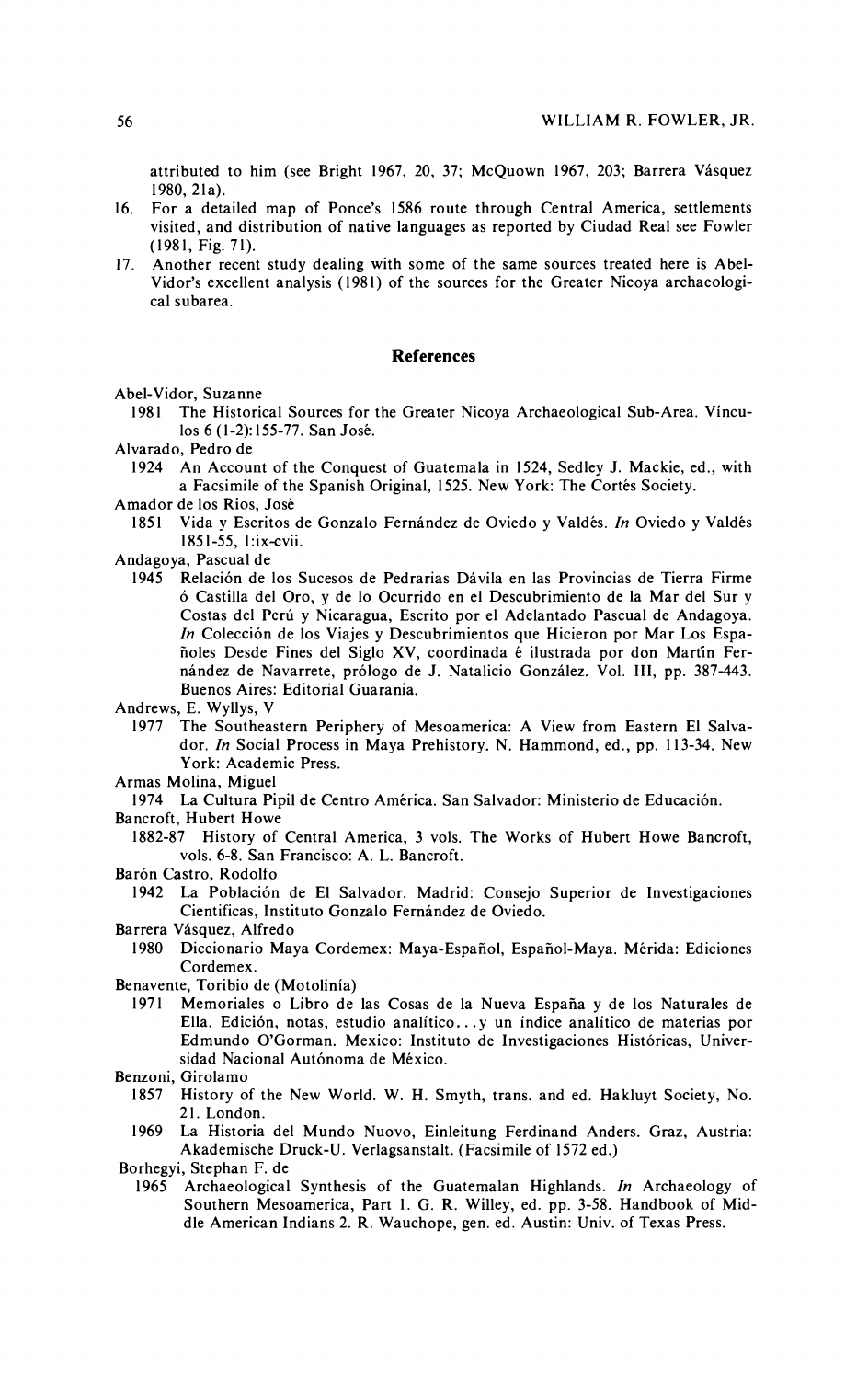attributed to him (see Bright 1967, 20, 37; McQuown 1967, 203; Barrera Vásquez 1980, 21a).

16. For a detailed map of Ponce's 1586 route through Central America, settlements visited, and distribution of native languages as reported by Ciudad Real see Fowler (1981, Fig. 71).
17. Another recent study dealing with some of the same sources treated here is Abel-Vidor's excellent analysis (1981) of the sources for the Greater Nicoya archaeological subarea.

## References

Abel-Vidor, Suzanne

1981 The Historical Sources for the Greater Nicoya Archaeological Sub-Area. Vínculos 6 (1-2):155-77. San José.

Alvarado, Pedro de

1924 An Account of the Conquest of Guatemala in 1524, Sedley J. Mackie, ed., with a Facsimile of the Spanish Original, 1525. New York: The Cortés Society.

Amador de los Rios, José

1851 Vida y Escritos de Gonzalo Fernández de Oviedo y Valdés. *In* Oviedo y Valdés 1851-55, 1:ix-cvii.

Andagoya, Pascual de

1945 Relación de los Sucesos de Pedrarias Dávila en las Provincias de Tierra Firme ó Castilla del Oro, y de lo Ocurrido en el Descubrimiento de la Mar del Sur y Costas del Perú y Nicaragua, Escrito por el Adelantado Pascual de Andagoya. *In* Colección de los Viajes y Descubrimientos que Hicieron por Mar Los Españoles Desde Fines del Siglo XV, coordinada é ilustrada por don Martín Fernández de Navarrete, prólogo de J. Natalicio González. Vol. III, pp. 387-443. Buenos Aires: Editorial Guarania.

Andrews, E. Wyllys, V

1977 The Southeastern Periphery of Mesoamerica: A View from Eastern El Salvador. *In* Social Process in Maya Prehistory. N. Hammond, ed., pp. 113-34. New York: Academic Press.

Armas Molina, Miguel

1974 La Cultura Pipil de Centro América. San Salvador: Ministerio de Educación.

Bancroft, Hubert Howe

1882-87 History of Central America, 3 vols. The Works of Hubert Howe Bancroft, vols. 6-8. San Francisco: A. L. Bancroft.

Barón Castro, Rodolfo

1942 La Población de El Salvador. Madrid: Consejo Superior de Investigaciones Cientificas, Instituto Gonzalo Fernández de Oviedo.

Barrera Vásquez, Alfredo

1980 Diccionario Maya Cordemex: Maya-Español, Español-Maya. Mérida: Ediciones Cordemex.

Benavente, Toribio de (Motolinía)

1971 Memoriales o Libro de las Cosas de la Nueva España y de los Naturales de Ella. Edición, notas, estudio analítico...y un índice analítico de materias por Edmundo O'Gorman. Mexico: Instituto de Investigaciones Históricas, Universidad Nacional Autónoma de México.

Benzoni, Girolamo

1857 History of the New World. W. H. Smyth, trans. and ed. Hakluyt Society, No. 21. London.

1969 La Historia del Mundo Nuovo, Einleitung Ferdinand Anders. Graz, Austria: Akademische Druck-U. Verlagsanstalt. (Facsimile of 1572 ed.)

Borhegyi, Stephan F. de

1965 Archaeological Synthesis of the Guatemalan Highlands. *In* Archaeology of Southern Mesoamerica, Part 1. G. R. Willey, ed. pp. 3-58. Handbook of Middle American Indians 2. R. Wauchope, gen. ed. Austin: Univ. of Texas Press.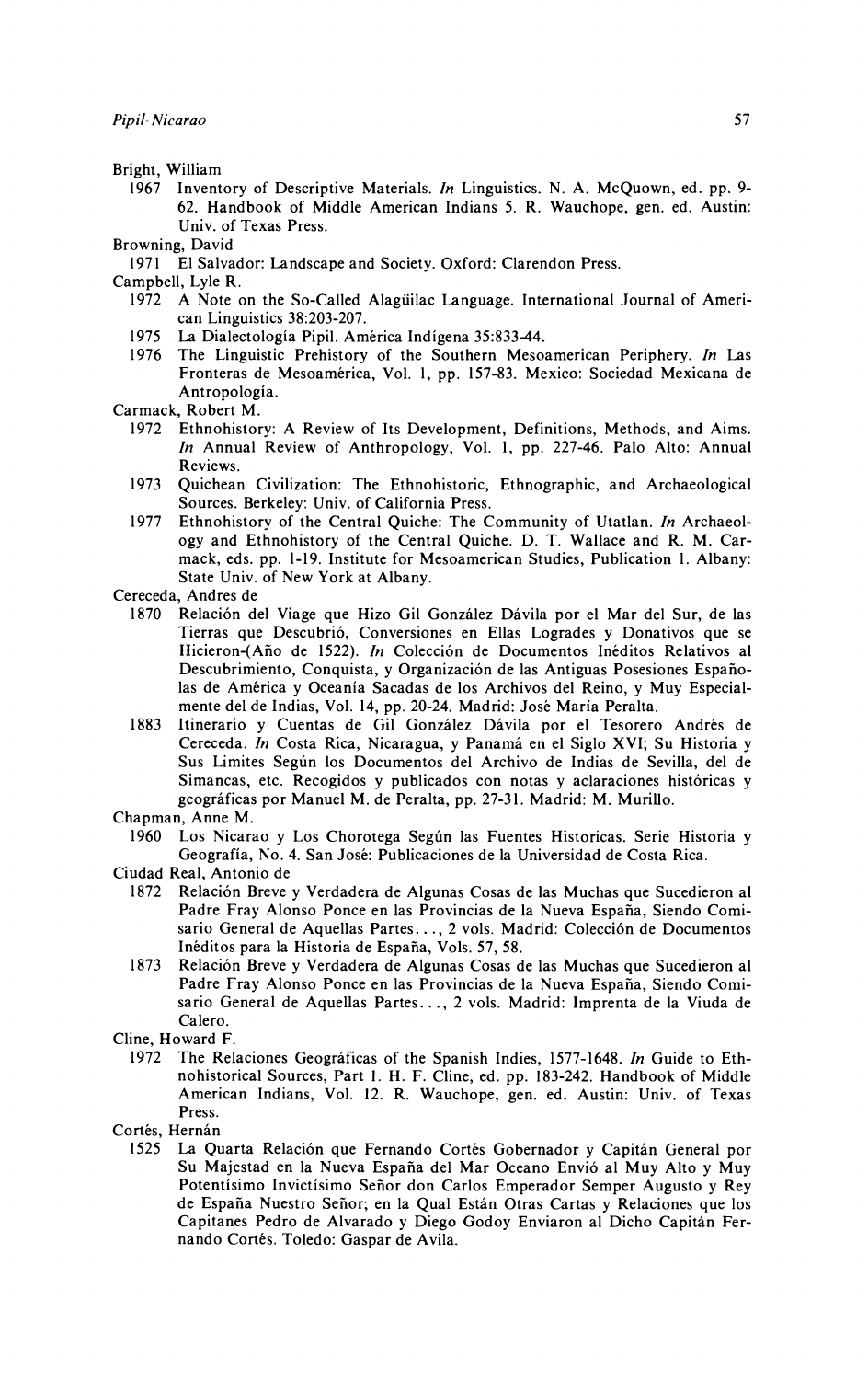Bright, William

1967 Inventory of Descriptive Materials. *In* Linguistics. N. A. McQuown, ed. pp. 9-62. Handbook of Middle American Indians 5. R. Wauchope, gen. ed. Austin: Univ. of Texas Press.

Browning, David

1971 El Salvador: Landscape and Society. Oxford: Clarendon Press.

Campbell, Lyle R.

1972 A Note on the So-Called Alagüilac Language. International Journal of American Linguistics 38:203-207.

1975 La Dialectología Pipil. América Indígena 35:833-44.

1976 The Linguistic Prehistory of the Southern Mesoamerican Periphery. *In* Las Fronteras de Mesoamérica, Vol. 1, pp. 157-83. Mexico: Sociedad Mexicana de Antropología.

Carmack, Robert M.

1972 Ethnohistory: A Review of Its Development, Definitions, Methods, and Aims. *In* Annual Review of Anthropology, Vol. 1, pp. 227-46. Palo Alto: Annual Reviews.

1973 Quichean Civilization: The Ethnohistoric, Ethnographic, and Archaeological Sources. Berkeley: Univ. of California Press.

1977 Ethnohistory of the Central Quiche: The Community of Utatlan. *In* Archaeology and Ethnohistory of the Central Quiche. D. T. Wallace and R. M. Carmack, eds. pp. 1-19. Institute for Mesoamerican Studies, Publication 1. Albany: State Univ. of New York at Albany.

Cereceda, Andres de

1870 Relación del Viage que Hizo Gil González Dávila por el Mar del Sur, de las Tierras que Descubrió, Conversiones en Ellas Logrades y Donativos que se Hicieron-(Año de 1522). *In* Colección de Documentos Inéditos Relativos al Descubrimiento, Conquista, y Organización de las Antiguas Posesiones Españolas de América y Oceanía Sacadas de los Archivos del Reino, y Muy Especialmente del de Indias, Vol. 14, pp. 20-24. Madrid: José María Peralta.

1883 Itinerario y Cuentas de Gil González Dávila por el Tesorero Andrés de Cereceda. *In* Costa Rica, Nicaragua, y Panamá en el Siglo XVI; Su Historia y Sus Limites Según los Documentos del Archivo de Indias de Sevilla, del de Simancas, etc. Recogidos y publicados con notas y aclaraciones históricas y geográficas por Manuel M. de Peralta, pp. 27-31. Madrid: M. Murillo.

Chapman, Anne M.

1960 Los Nicarao y Los Chorotega Según las Fuentes Historicas. Serie Historia y Geografía, No. 4. San José: Publicaciones de la Universidad de Costa Rica.

Ciudad Real, Antonio de

1872 Relación Breve y Verdadera de Algunas Cosas de las Muchas que Sucedieron al Padre Fray Alonso Ponce en las Provincias de la Nueva España, Siendo Comisario General de Aquellas Partes..., 2 vols. Madrid: Colección de Documentos Inéditos para la Historia de España, Vols. 57, 58.

1873 Relación Breve y Verdadera de Algunas Cosas de las Muchas que Sucedieron al Padre Fray Alonso Ponce en las Provincias de la Nueva España, Siendo Comisario General de Aquellas Partes..., 2 vols. Madrid: Imprenta de la Viuda de Calero.

Cline, Howard F.

1972 The Relaciones Geográficas of the Spanish Indies, 1577-1648. *In* Guide to Ethnohistorical Sources, Part 1. H. F. Cline, ed. pp. 183-242. Handbook of Middle American Indians, Vol. 12. R. Wauchope, gen. ed. Austin: Univ. of Texas Press.

Cortés, Hernán

1525 La Quarta Relación que Fernando Cortés Gobernador y Capitán General por Su Majestad en la Nueva España del Mar Oceano Envió al Muy Alto y Muy Potentísimo Invictísimo Señor don Carlos Emperador Semper Augusto y Rey de España Nuestro Señor; en la Qual Están Otras Cartas y Relaciones que los Capitanes Pedro de Alvarado y Diego Godoy Enviaron al Dicho Capitán Fernando Cortés. Toledo: Gaspar de Avila.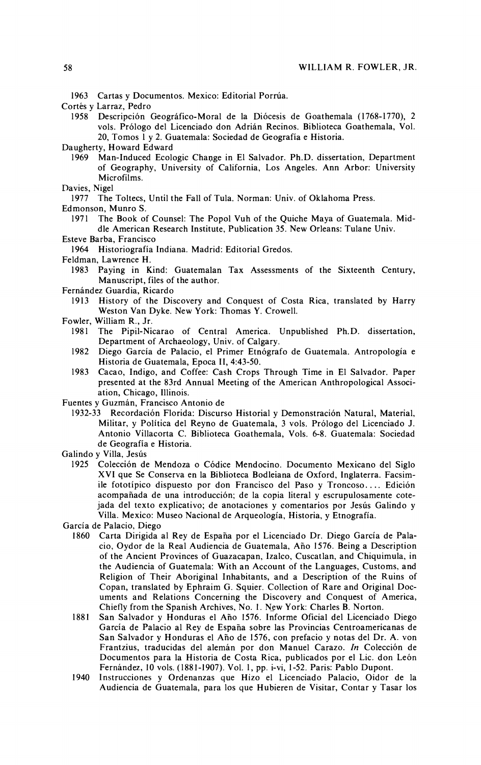1963 Cartas y Documentos. Mexico: Editorial Porrúa.

Cortés y Larraz, Pedro

1958 Descripción Geográfico-Moral de la Diócesis de Goathemala (1768-1770), 2 vols. Prólogo del Licenciado don Adrián Recinos. Biblioteca Goathemala, Vol. 20, Tomos 1 y 2. Guatemala: Sociedad de Geografía e Historia.

Daugherty, Howard Edward

1969 Man-Induced Ecologic Change in El Salvador. Ph.D. dissertation, Department of Geography, University of California, Los Angeles. Ann Arbor: University Microfilms.

Davies, Nigel

1977 The Toltecs, Until the Fall of Tula. Norman: Univ. of Oklahoma Press.

Edmonson, Munro S.

1971 The Book of Counsel: The Popol Vuh of the Quiche Maya of Guatemala. Middle American Research Institute, Publication 35. New Orleans: Tulane Univ.

Esteve Barba, Francisco

1964 Historiografía Indiana. Madrid: Editorial Gredos.

Feldman, Lawrence H.

1983 Paying in Kind: Guatemalan Tax Assessments of the Sixteenth Century, Manuscript, files of the author.

Fernández Guardia, Ricardo

1913 History of the Discovery and Conquest of Costa Rica, translated by Harry Weston Van Dyke. New York: Thomas Y. Crowell.

Fowler, William R., Jr.

1981 The Pipil-Nicarao of Central America. Unpublished Ph.D. dissertation, Department of Archaeology, Univ. of Calgary.

1982 Diego García de Palacio, el Primer Etnógrafo de Guatemala. Antropología e Historia de Guatemala, Epoca II, 4:43-50.

1983 Cacao, Indigo, and Coffee: Cash Crops Through Time in El Salvador. Paper presented at the 83rd Annual Meeting of the American Anthropological Association, Chicago, Illinois.

Fuentes y Guzmán, Francisco Antonio de

1932-33 Recordación Florida: Discurso Historial y Demonstración Natural, Material, Militar, y Política del Reyno de Guatemala, 3 vols. Prólogo del Licenciado J. Antonio Villacorta C. Biblioteca Goathemala, Vols. 6-8. Guatemala: Sociedad de Geografía e Historia.

Galindo y Villa, Jesús

1925 Colección de Mendoza o Códice Mendocino. Documento Mexicano del Siglo XVI que Se Conserva en la Biblioteca Bodleiana de Oxford, Inglaterra. Facsimile fototípico dispuesto por don Francisco del Paso y Troncoso.... Edición acompañada de una introducción; de la copia literal y escrupulosamente cotejada del texto explicativo; de anotaciones y comentarios por Jesús Galindo y Villa. Mexico: Museo Nacional de Arqueología, Historia, y Etnografía.

García de Palacio, Diego

1860 Carta Dirigida al Rey de España por el Licenciado Dr. Diego García de Palacio, Oydor de la Real Audiencia de Guatemala, Año 1576. Being a Description of the Ancient Provinces of Guazacapan, Izalco, Cuscatlan, and Chiquimula, in the Audiencia of Guatemala: With an Account of the Languages, Customs, and Religion of Their Aboriginal Inhabitants, and a Description of the Ruins of Copan, translated by Ephraim G. Squier. Collection of Rare and Original Documents and Relations Concerning the Discovery and Conquest of America, Chiefly from the Spanish Archives, No. 1. New York: Charles B. Norton.

1881 San Salvador y Honduras el Año 1576. Informe Oficial del Licenciado Diego García de Palacio al Rey de España sobre las Provincias Centroamericanas de San Salvador y Honduras el Año de 1576, con prefacio y notas del Dr. A. von Frantzius, traducidas del alemán por don Manuel Carazo. *In* Colección de Documentos para la Historia de Costa Rica, publicados por el Lic. don León Fernández, 10 vols. (1881-1907). Vol. 1, pp. i-vi, 1-52. Paris: Pablo Dupont.

1940 Instrucciones y Ordenanzas que Hizo el Licenciado Palacio, Oidor de la Audiencia de Guatemala, para los que Hubieren de Visitar, Contar y Tasar los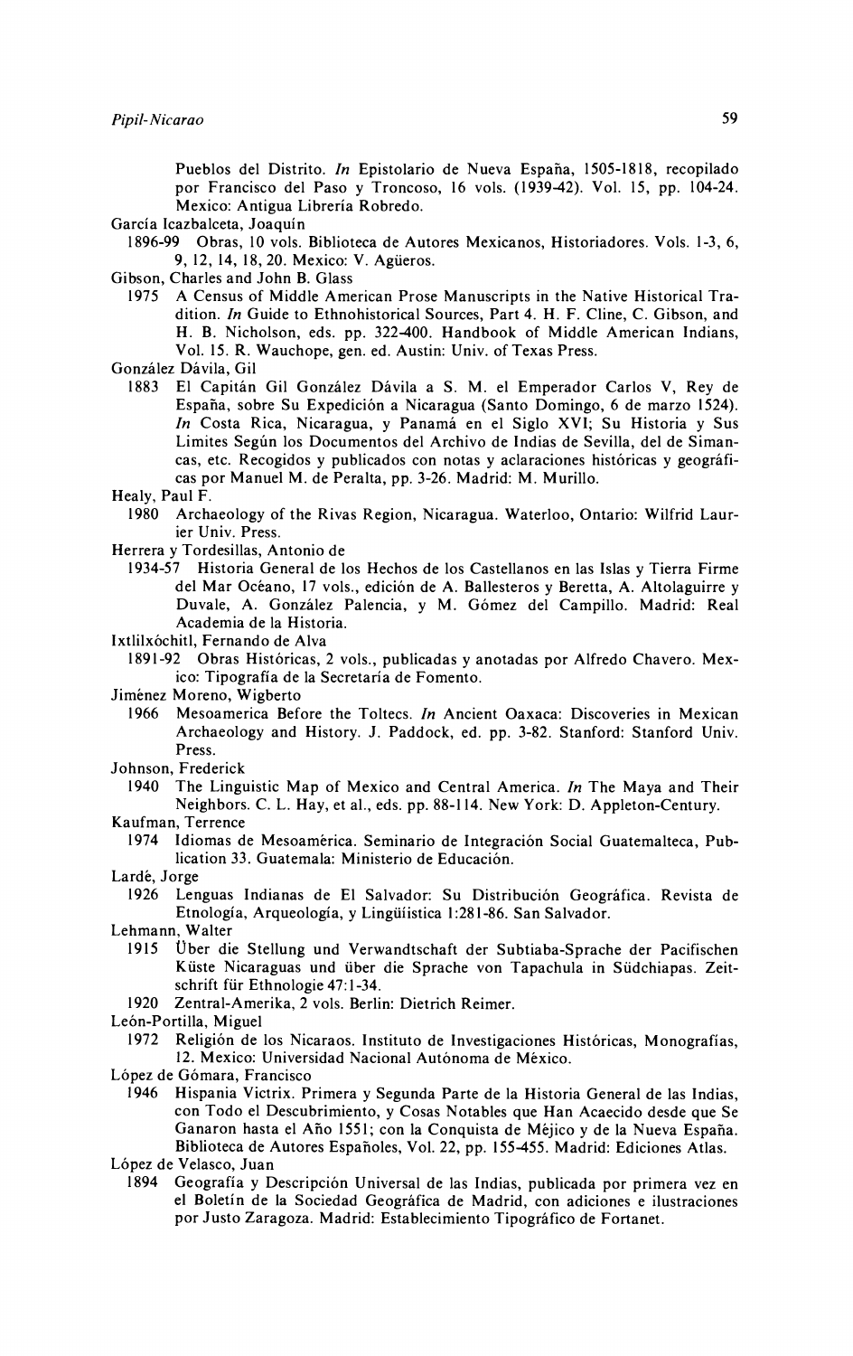Pueblos del Distrito. *In* Epistolario de Nueva España, 1505-1818, recopilado por Francisco del Paso y Troncoso, 16 vols. (1939-42). Vol. 15, pp. 104-24. Mexico: Antigua Librería Robredo.

García Icazbalceta, Joaquín

1896-99 Obras, 10 vols. Biblioteca de Autores Mexicanos, Historiadores. Vols. 1-3, 6, 9, 12, 14, 18, 20. Mexico: V. Agüeros.

Gibson, Charles and John B. Glass

1975 A Census of Middle American Prose Manuscripts in the Native Historical Tradition. *In* Guide to Ethnohistorical Sources, Part 4. H. F. Cline, C. Gibson, and H. B. Nicholson, eds. pp. 322-400. Handbook of Middle American Indians, Vol. 15. R. Wauchope, gen. ed. Austin: Univ. of Texas Press.

González Dávila, Gil

1883 El Capitán Gil González Dávila a S. M. el Emperador Carlos V, Rey de España, sobre Su Expedición a Nicaragua (Santo Domingo, 6 de marzo 1524). *In* Costa Rica, Nicaragua, y Panamá en el Siglo XVI; Su Historia y Sus Limites Según los Documentos del Archivo de Indias de Sevilla, del de Simancas, etc. Recogidos y publicados con notas y aclaraciones históricas y geográficas por Manuel M. de Peralta, pp. 3-26. Madrid: M. Murillo.

Healy, Paul F.

1980 Archaeology of the Rivas Region, Nicaragua. Waterloo, Ontario: Wilfrid Laurier Univ. Press.

Herrera y Tordesillas, Antonio de

1934-57 Historia General de los Hechos de los Castellanos en las Islas y Tierra Firme del Mar Océano, 17 vols., edición de A. Ballesteros y Beretta, A. Altolaguirre y Duvale, A. González Palencia, y M. Gómez del Campillo. Madrid: Real Academia de la Historia.

Ixtlilxóchitl, Fernando de Alva

1891-92 Obras Históricas, 2 vols., publicadas y anotadas por Alfredo Chavero. Mexico: Tipografía de la Secretaría de Fomento.

Jiménez Moreno, Wigberto

1966 Mesoamerica Before the Toltecs. *In* Ancient Oaxaca: Discoveries in Mexican Archaeology and History. J. Paddock, ed. pp. 3-82. Stanford: Stanford Univ. Press.

Johnson, Frederick

1940 The Linguistic Map of Mexico and Central America. *In* The Maya and Their Neighbors. C. L. Hay, et al., eds. pp. 88-114. New York: D. Appleton-Century.

Kaufman, Terrence

1974 Idiomas de Mesoamérica. Seminario de Integración Social Guatemalteca, Publication 33. Guatemala: Ministerio de Educación.

Lardé, Jorge

1926 Lenguas Indianas de El Salvador: Su Distribución Geográfica. Revista de Etnología, Arqueología, y Lingüística 1:281-86. San Salvador.

Lehmann, Walter

1915 Über die Stellung und Verwandtschaft der Subtiaba-Sprache der Pacifischen Küste Nicaraguas und über die Sprache von Tapachula in Südchiapas. Zeitschrift für Ethnologie 47:1-34.

1920 Zentral-Amerika, 2 vols. Berlin: Dietrich Reimer.

León-Portilla, Miguel

1972 Religión de los Nicaraos. Instituto de Investigaciones Históricas, Monografías, 12. Mexico: Universidad Nacional Autónoma de México.

López de Gómara, Francisco

1946 Hispania Victrix. Primera y Segunda Parte de la Historia General de las Indias, con Todo el Descubrimiento, y Cosas Notables que Han Acaecido desde que Se Ganaron hasta el Año 1551; con la Conquista de Méjico y de la Nueva España. Biblioteca de Autores Españoles, Vol. 22, pp. 155-455. Madrid: Ediciones Atlas.

López de Velasco, Juan

1894 Geografía y Descripción Universal de las Indias, publicada por primera vez en el Boletín de la Sociedad Geográfica de Madrid, con adiciones e ilustraciones por Justo Zaragoza. Madrid: Establecimiento Tipográfico de Fortanet.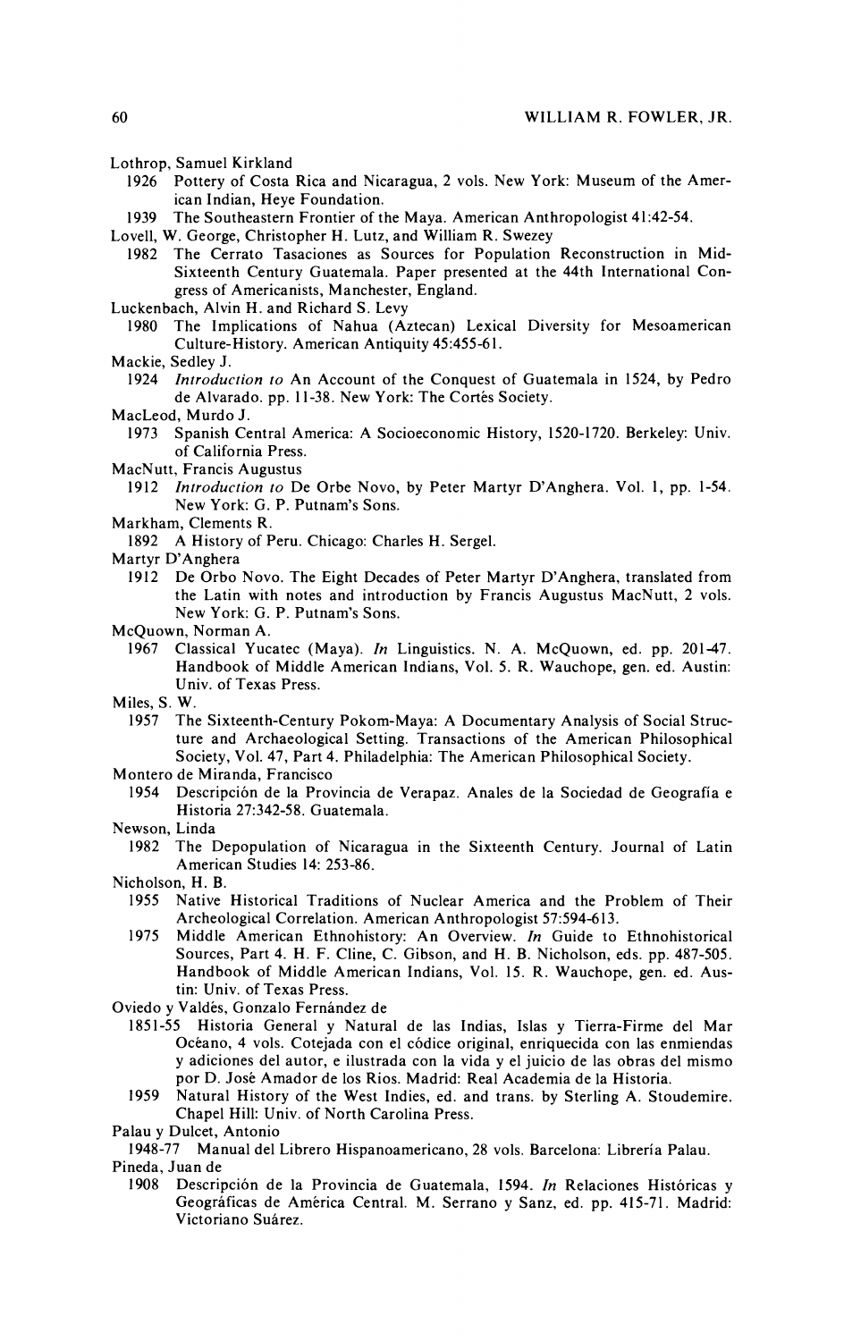Lothrop, Samuel Kirkland

1926 Pottery of Costa Rica and Nicaragua, 2 vols. New York: Museum of the American Indian, Heye Foundation.

1939 The Southeastern Frontier of the Maya. American Anthropologist 41:42-54.

Lovell, W. George, Christopher H. Lutz, and William R. Swezey

1982 The Cerrato Tasaciones as Sources for Population Reconstruction in Mid-Sixteenth Century Guatemala. Paper presented at the 44th International Congress of Americanists, Manchester, England.

Luckenbach, Alvin H. and Richard S. Levy

1980 The Implications of Nahua (Aztecan) Lexical Diversity for Mesoamerican Culture-History. American Antiquity 45:455-61.

Mackie, Sedley J.

1924 *Introduction to* An Account of the Conquest of Guatemala in 1524, by Pedro de Alvarado. pp. 11-38. New York: The Cortés Society.

MacLeod, Murdo J.

1973 Spanish Central America: A Socioeconomic History, 1520-1720. Berkeley: Univ. of California Press.

MacNutt, Francis Augustus

1912 *Introduction to* De Orbe Novo, by Peter Martyr D'Anghera. Vol. 1, pp. 1-54. New York: G. P. Putnam's Sons.

Markham, Clements R.

1892 A History of Peru. Chicago: Charles H. Sergel.

Martyr D'Anghera

1912 De Orbo Novo. The Eight Decades of Peter Martyr D'Anghera, translated from the Latin with notes and introduction by Francis Augustus MacNutt, 2 vols. New York: G. P. Putnam's Sons.

McQuown, Norman A.

1967 Classical Yucatec (Maya). *In* Linguistics. N. A. McQuown, ed. pp. 201-47. Handbook of Middle American Indians, Vol. 5. R. Wauchope, gen. ed. Austin: Univ. of Texas Press.

Miles, S. W.

1957 The Sixteenth-Century Pokom-Maya: A Documentary Analysis of Social Structure and Archaeological Setting. Transactions of the American Philosophical Society, Vol. 47, Part 4. Philadelphia: The American Philosophical Society.

Montero de Miranda, Francisco

1954 Descripción de la Provincia de Verapaz. Anales de la Sociedad de Geografía e Historia 27:342-58. Guatemala.

Newson, Linda

1982 The Depopulation of Nicaragua in the Sixteenth Century. Journal of Latin American Studies 14: 253-86.

Nicholson, H. B.

1955 Native Historical Traditions of Nuclear America and the Problem of Their Archeological Correlation. American Anthropologist 57:594-613.

1975 Middle American Ethnohistory: An Overview. *In* Guide to Ethnohistorical Sources, Part 4. H. F. Cline, C. Gibson, and H. B. Nicholson, eds. pp. 487-505. Handbook of Middle American Indians, Vol. 15. R. Wauchope, gen. ed. Austin: Univ. of Texas Press.

Oviedo y Valdés, Gonzalo Fernández de

1851-55 Historia General y Natural de las Indias, Islas y Tierra-Firme del Mar Océano, 4 vols. Cotejada con el códice original, enriquecida con las enmiendas y adiciones del autor, e ilustrada con la vida y el juicio de las obras del mismo por D. José Amador de los Rios. Madrid: Real Academia de la Historia.

1959 Natural History of the West Indies, ed. and trans. by Sterling A. Stoudemire. Chapel Hill: Univ. of North Carolina Press.

Palau y Dulcet, Antonio

1948-77 Manual del Librero Hispanoamericano, 28 vols. Barcelona: Librería Palau.

Pineda, Juan de

1908 Descripción de la Provincia de Guatemala, 1594. *In* Relaciones Históricas y Geográficas de América Central. M. Serrano y Sanz, ed. pp. 415-71. Madrid: Victoriano Suárez.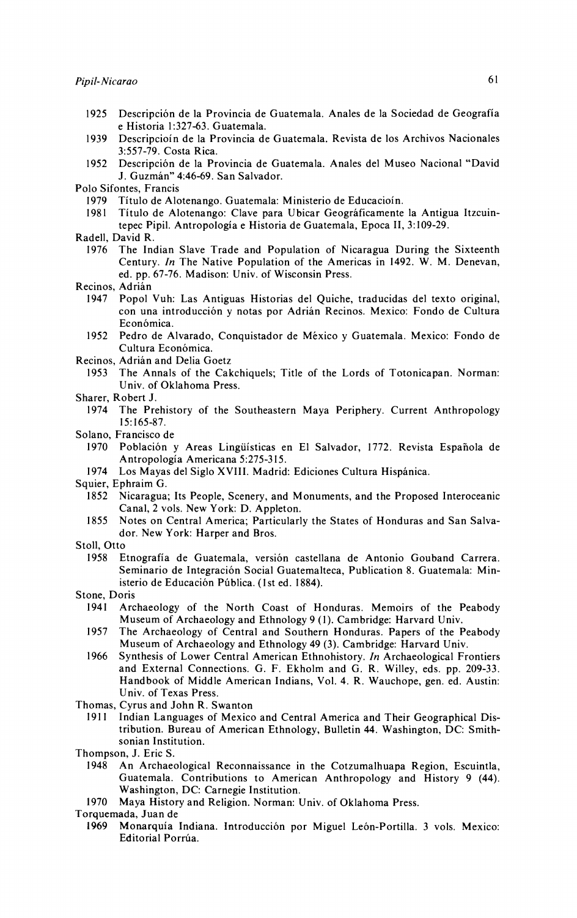1925 Descripción de la Provincia de Guatemala. Anales de la Sociedad de Geografía e Historia 1:327-63. Guatemala.

1939 Descripcioín de la Provincia de Guatemala. Revista de los Archivos Nacionales 3:557-79. Costa Rica.

1952 Descripción de la Provincia de Guatemala. Anales del Museo Nacional "David J. Guzmán" 4:46-69. San Salvador.

Polo Sifontes, Francis

1979 Título de Alotenango. Guatemala: Ministerio de Educacioín.

1981 Título de Alotenango: Clave para Ubicar Geográficamente la Antigua Itzcuintepec Pipil. Antropología e Historia de Guatemala, Epoca II, 3:109-29.

Radell, David R.

1976 The Indian Slave Trade and Population of Nicaragua During the Sixteenth Century. *In* The Native Population of the Americas in 1492. W. M. Denevan, ed. pp. 67-76. Madison: Univ. of Wisconsin Press.

Recinos, Adrián

1947 Popol Vuh: Las Antiguas Historias del Quiche, traducidas del texto original, con una introducción y notas por Adrián Recinos. Mexico: Fondo de Cultura Económica.

1952 Pedro de Alvarado, Conquistador de México y Guatemala. Mexico: Fondo de Cultura Económica.

Recinos, Adrián and Delia Goetz

1953 The Annals of the Cakchiquels; Title of the Lords of Totonicapan. Norman: Univ. of Oklahoma Press.

Sharer, Robert J.

1974 The Prehistory of the Southeastern Maya Periphery. Current Anthropology 15:165-87.

Solano, Francisco de

1970 Población y Areas Lingüísticas en El Salvador, 1772. Revista Española de Antropología Americana 5:275-315.

1974 Los Mayas del Siglo XVIII. Madrid: Ediciones Cultura Hispánica.

Squier, Ephraim G.

1852 Nicaragua; Its People, Scenery, and Monuments, and the Proposed Interoceanic Canal, 2 vols. New York: D. Appleton.

1855 Notes on Central America; Particularly the States of Honduras and San Salvador. New York: Harper and Bros.

Stoll, Otto

1958 Etnografía de Guatemala, versión castellana de Antonio Gouband Carrera. Seminario de Integración Social Guatemalteca, Publication 8. Guatemala: Ministerio de Educación Pública. (1st ed. 1884).

Stone, Doris

1941 Archaeology of the North Coast of Honduras. Memoirs of the Peabody Museum of Archaeology and Ethnology 9 (1). Cambridge: Harvard Univ.

1957 The Archaeology of Central and Southern Honduras. Papers of the Peabody Museum of Archaeology and Ethnology 49 (3). Cambridge: Harvard Univ.

1966 Synthesis of Lower Central American Ethnohistory. *In* Archaeological Frontiers and External Connections. G. F. Ekholm and G. R. Willey, eds. pp. 209-33. Handbook of Middle American Indians, Vol. 4. R. Wauchope, gen. ed. Austin: Univ. of Texas Press.

Thomas, Cyrus and John R. Swanton

1911 Indian Languages of Mexico and Central America and Their Geographical Distribution. Bureau of American Ethnology, Bulletin 44. Washington, DC: Smithsonian Institution.

Thompson, J. Eric S.

1948 An Archaeological Reconnaissance in the Cotzumalhuapa Region, Escuintla, Guatemala. Contributions to American Anthropology and History 9 (44). Washington, DC: Carnegie Institution.

1970 Maya History and Religion. Norman: Univ. of Oklahoma Press.

Torquemada, Juan de

1969 Monarquía Indiana. Introducción por Miguel León-Portilla. 3 vols. Mexico: Editorial Porrúa.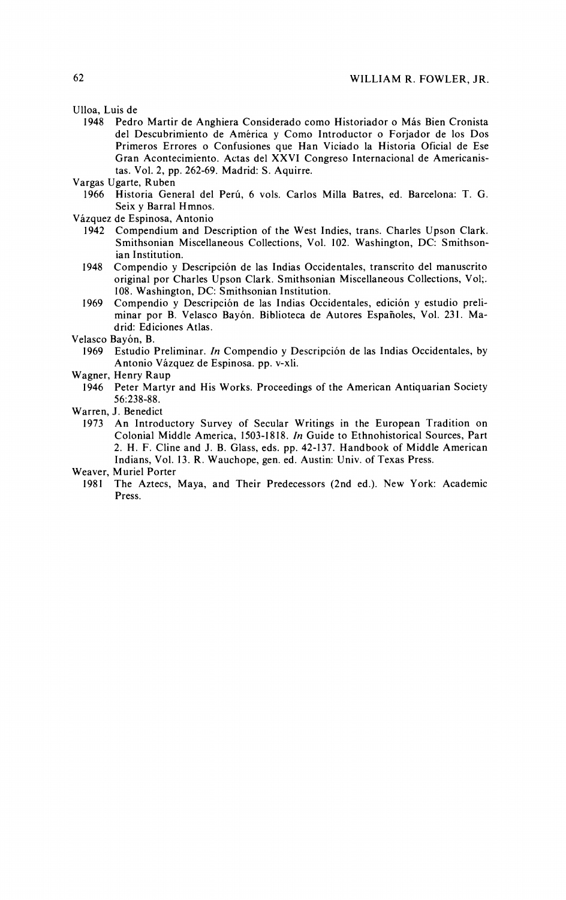Ulloa, Luis de

1948 Pedro Martir de Anghiera Considerado como Historiador o Más Bien Cronista del Descubrimiento de América y Como Introductor o Forjador de los Dos Primeros Errores o Confusiones que Han Viciado la Historia Oficial de Ese Gran Acontecimiento. Actas del XXVI Congreso Internacional de Americanistas. Vol. 2, pp. 262-69. Madrid: S. Aquirre.

Vargas Ugarte, Ruben

1966 Historia General del Perú, 6 vols. Carlos Milla Batres, ed. Barcelona: T. G. Seix y Barral Hmnos.

Vázquez de Espinosa, Antonio

1942 Compendium and Description of the West Indies, trans. Charles Upson Clark. Smithsonian Miscellaneous Collections, Vol. 102. Washington, DC: Smithsonian Institution.

1948 Compendio y Descripción de las Indias Occidentales, transcrito del manuscrito original por Charles Upson Clark. Smithsonian Miscellaneous Collections, Vol;. 108. Washington, DC: Smithsonian Institution.

1969 Compendio y Descripción de las Indias Occidentales, edición y estudio preliminar por B. Velasco Bayón. Biblioteca de Autores Españoles, Vol. 231. Madrid: Ediciones Atlas.

Velasco Bayón, B.

1969 Estudio Preliminar. *In* Compendio y Descripción de las Indias Occidentales, by Antonio Vázquez de Espinosa. pp. v-xli.

Wagner, Henry Raup

1946 Peter Martyr and His Works. Proceedings of the American Antiquarian Society 56:238-88.

Warren, J. Benedict

1973 An Introductory Survey of Secular Writings in the European Tradition on Colonial Middle America, 1503-1818. *In* Guide to Ethnohistorical Sources, Part 2. H. F. Cline and J. B. Glass, eds. pp. 42-137. Handbook of Middle American Indians, Vol. 13. R. Wauchope, gen. ed. Austin: Univ. of Texas Press.

Weaver, Muriel Porter

1981 The Aztecs, Maya, and Their Predecessors (2nd ed.). New York: Academic Press.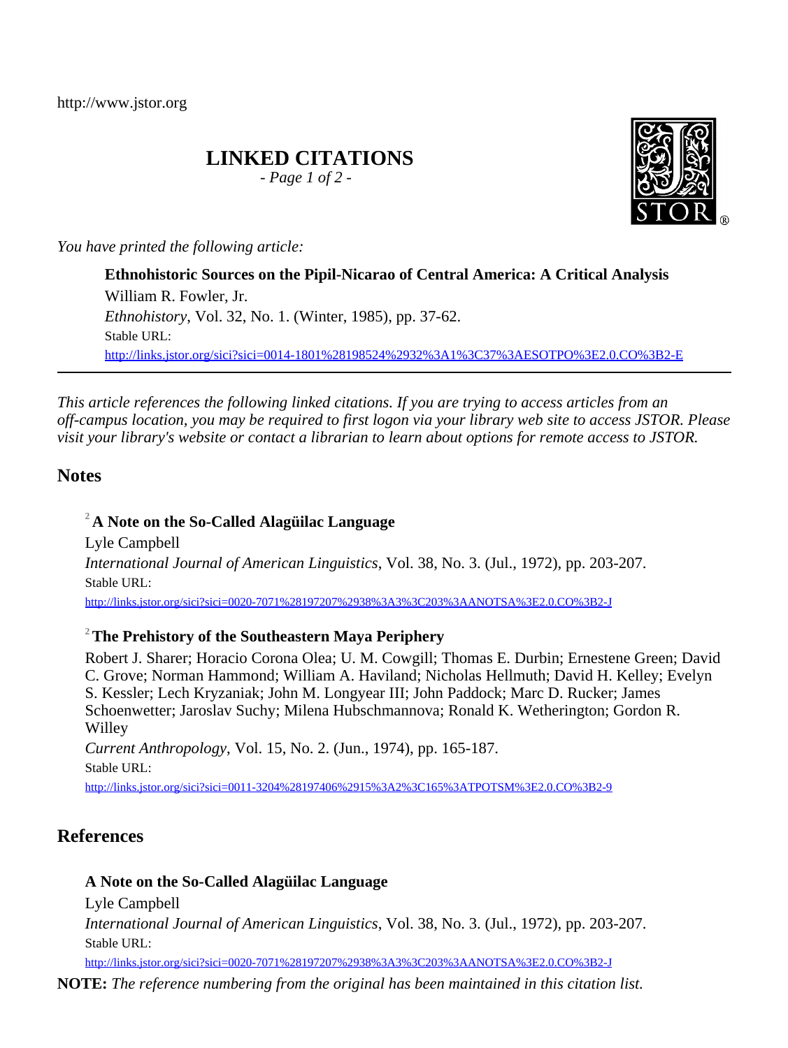http://www.jstor.org

# LINKED CITATIONS

*- Page 1 of 2 -*

*You have printed the following article:*

**Ethnohistoric Sources on the Pipil-Nicarao of Central America: A Critical Analysis**
William R. Fowler, Jr.
*Ethnohistory*, Vol. 32, No. 1. (Winter, 1985), pp. 37-62.
Stable URL:
http://links.jstor.org/sici?sici=0014-1801%28198524%2932%3A1%3C37%3AESOTPO%3E2.0.CO%3B2-E

---

*This article references the following linked citations. If you are trying to access articles from an off-campus location, you may be required to first logon via your library web site to access JSTOR. Please visit your library's website or contact a librarian to learn about options for remote access to JSTOR.*

## Notes

[2] **A Note on the So-Called Alagüilac Language**
Lyle Campbell
*International Journal of American Linguistics*, Vol. 38, No. 3. (Jul., 1972), pp. 203-207.
Stable URL:
http://links.jstor.org/sici?sici=0020-7071%28197207%2938%3A3%3C203%3AANOTSA%3E2.0.CO%3B2-J

[2] **The Prehistory of the Southeastern Maya Periphery**
Robert J. Sharer; Horacio Corona Olea; U. M. Cowgill; Thomas E. Durbin; Ernestene Green; David C. Grove; Norman Hammond; William A. Haviland; Nicholas Hellmuth; David H. Kelley; Evelyn S. Kessler; Lech Kryzaniak; John M. Longyear III; John Paddock; Marc D. Rucker; James Schoenwetter; Jaroslav Suchy; Milena Hubschmannova; Ronald K. Wetherington; Gordon R. Willey
*Current Anthropology*, Vol. 15, No. 2. (Jun., 1974), pp. 165-187.
Stable URL:
http://links.jstor.org/sici?sici=0011-3204%28197406%2915%3A2%3C165%3ATPOTSM%3E2.0.CO%3B2-9

## References

**A Note on the So-Called Alagüilac Language**
Lyle Campbell
*International Journal of American Linguistics*, Vol. 38, No. 3. (Jul., 1972), pp. 203-207.
Stable URL:
http://links.jstor.org/sici?sici=0020-7071%28197207%2938%3A3%3C203%3AANOTSA%3E2.0.CO%3B2-J

**NOTE:** *The reference numbering from the original has been maintained in this citation list.*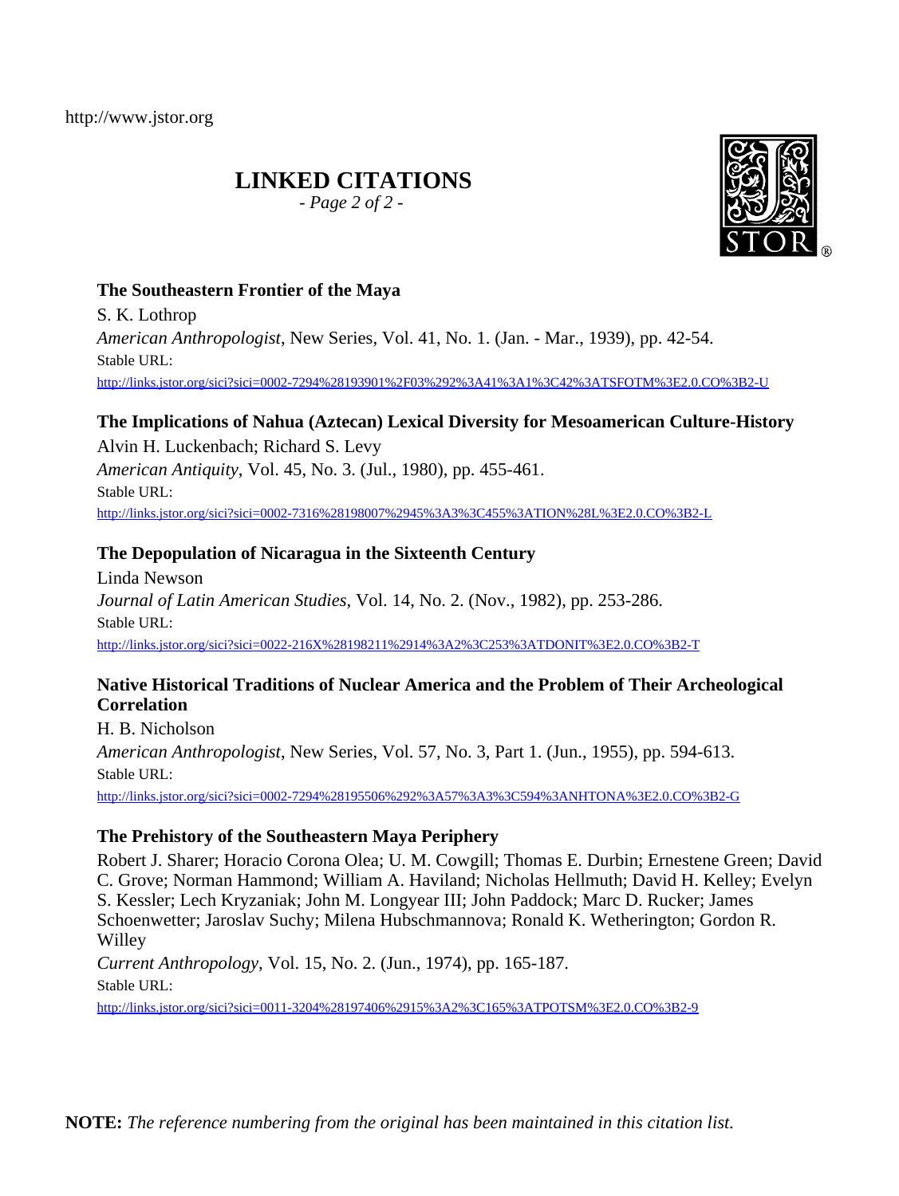http://www.jstor.org

# LINKED CITATIONS

*- Page 2 of 2 -*

**The Southeastern Frontier of the Maya**

S. K. Lothrop

*American Anthropologist*, New Series, Vol. 41, No. 1. (Jan. - Mar., 1939), pp. 42-54.

Stable URL:

http://links.jstor.org/sici?sici=0002-7294%28193901%2F03%292%3A41%3A1%3C42%3ATSFOTM%3E2.0.CO%3B2-U

**The Implications of Nahua (Aztecan) Lexical Diversity for Mesoamerican Culture-History**

Alvin H. Luckenbach; Richard S. Levy

*American Antiquity*, Vol. 45, No. 3. (Jul., 1980), pp. 455-461.

Stable URL:

http://links.jstor.org/sici?sici=0002-7316%28198007%2945%3A3%3C455%3ATION%28L%3E2.0.CO%3B2-L

**The Depopulation of Nicaragua in the Sixteenth Century**

Linda Newson

*Journal of Latin American Studies*, Vol. 14, No. 2. (Nov., 1982), pp. 253-286.

Stable URL:

http://links.jstor.org/sici?sici=0022-216X%28198211%2914%3A2%3C253%3ATDONIT%3E2.0.CO%3B2-T

**Native Historical Traditions of Nuclear America and the Problem of Their Archeological Correlation**

H. B. Nicholson

*American Anthropologist*, New Series, Vol. 57, No. 3, Part 1. (Jun., 1955), pp. 594-613.

Stable URL:

http://links.jstor.org/sici?sici=0002-7294%28195506%292%3A57%3A3%3C594%3ANHTONA%3E2.0.CO%3B2-G

**The Prehistory of the Southeastern Maya Periphery**

Robert J. Sharer; Horacio Corona Olea; U. M. Cowgill; Thomas E. Durbin; Ernestene Green; David C. Grove; Norman Hammond; William A. Haviland; Nicholas Hellmuth; David H. Kelley; Evelyn S. Kessler; Lech Kryzaniak; John M. Longyear III; John Paddock; Marc D. Rucker; James Schoenwetter; Jaroslav Suchy; Milena Hubschmannova; Ronald K. Wetherington; Gordon R. Willey

*Current Anthropology*, Vol. 15, No. 2. (Jun., 1974), pp. 165-187.

Stable URL:

http://links.jstor.org/sici?sici=0011-3204%28197406%2915%3A2%3C165%3ATPOTSM%3E2.0.CO%3B2-9

**NOTE:** *The reference numbering from the original has been maintained in this citation list.*